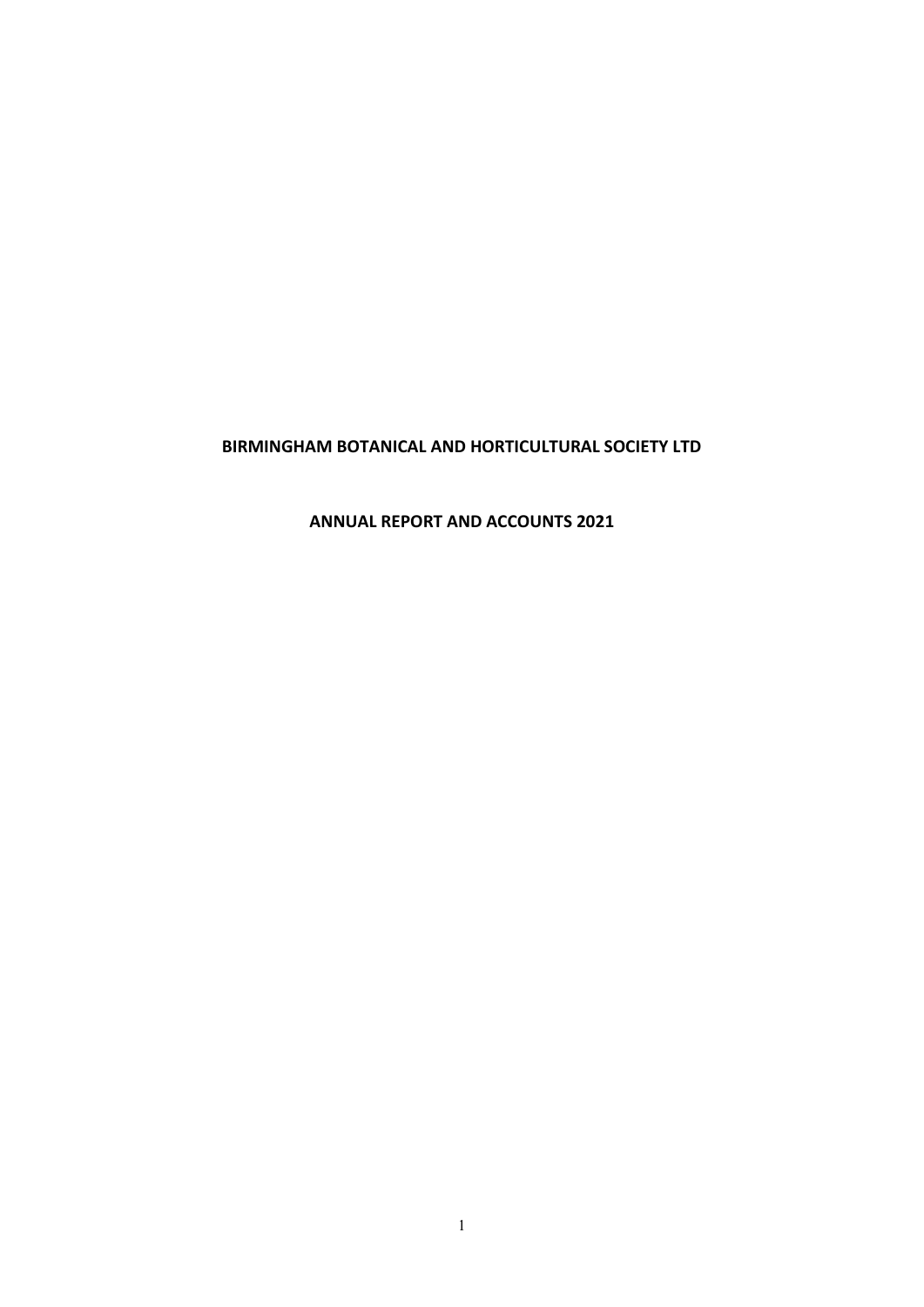# BIRMINGHAM BOTANICAL AND HORTICULTURAL SOCIETY LTD

## ANNUAL REPORT AND ACCOUNTS 2021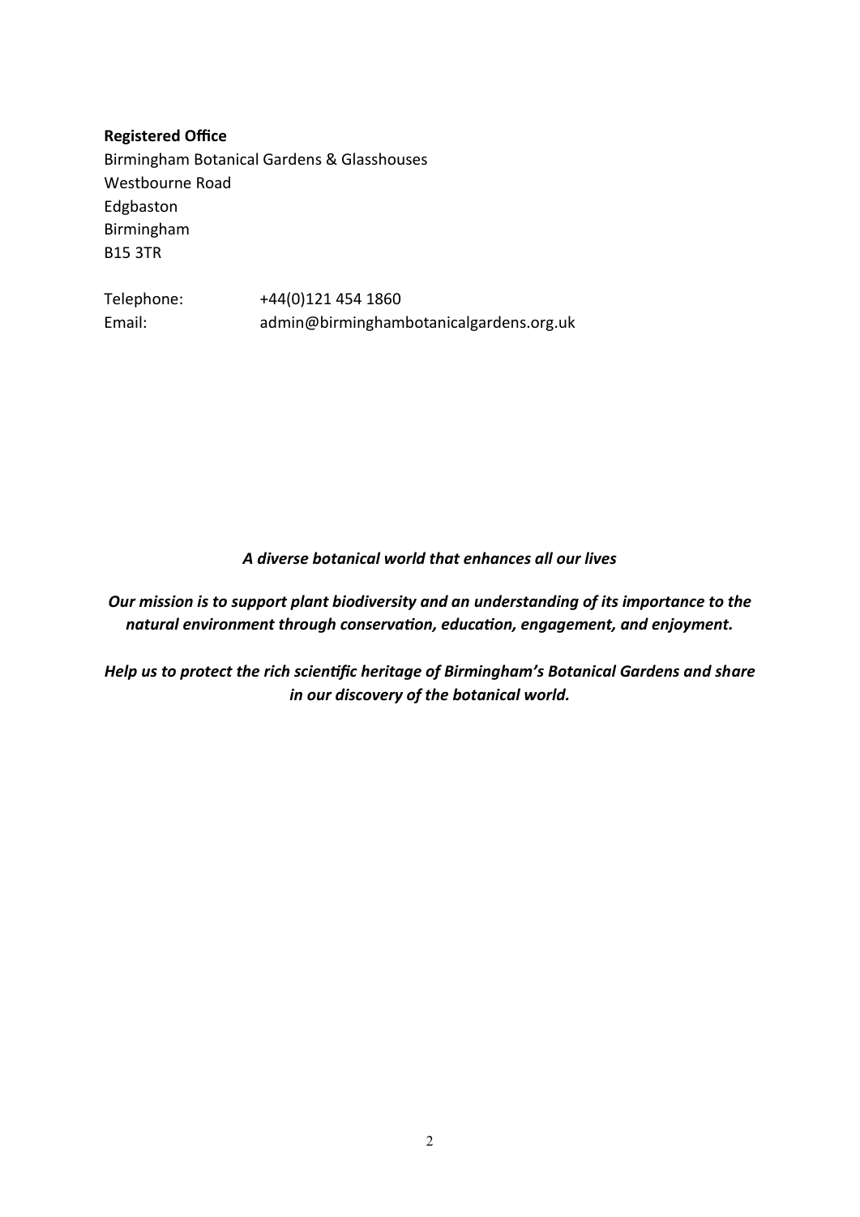**Registered Office**

Birmingham Botanical Gardens & Glasshouses
Westbourne Road
Edgbaston
Birmingham
B15 3TR

Telephone: +44(0)121 454 1860
Email: admin@birminghambotanicalgardens.org.uk

***A diverse botanical world that enhances all our lives***

***Our mission is to support plant biodiversity and an understanding of its importance to the natural environment through conservation, education, engagement, and enjoyment.***

***Help us to protect the rich scientific heritage of Birmingham's Botanical Gardens and share in our discovery of the botanical world.***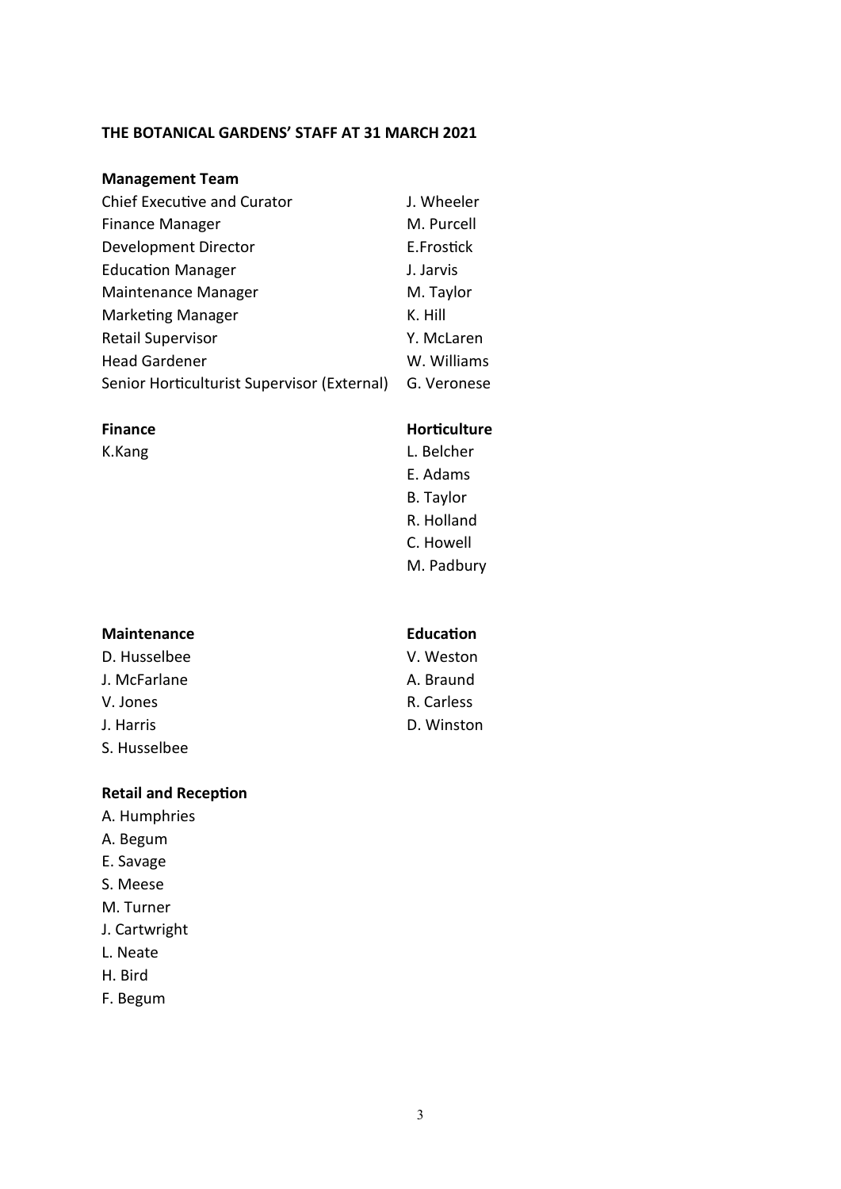**THE BOTANICAL GARDENS' STAFF AT 31 MARCH 2021**

**Management Team**

| | |
|---|---|
| Chief Executive and Curator | J. Wheeler |
| Finance Manager | M. Purcell |
| Development Director | E.Frostick |
| Education Manager | J. Jarvis |
| Maintenance Manager | M. Taylor |
| Marketing Manager | K. Hill |
| Retail Supervisor | Y. McLaren |
| Head Gardener | W. Williams |
| Senior Horticulturist Supervisor (External) | G. Veronese |

**Finance**

K.Kang

**Horticulture**

L. Belcher
E. Adams
B. Taylor
R. Holland
C. Howell
M. Padbury

**Maintenance**

D. Husselbee
J. McFarlane
V. Jones
J. Harris
S. Husselbee

**Education**

V. Weston
A. Braund
R. Carless
D. Winston

**Retail and Reception**

A. Humphries
A. Begum
E. Savage
S. Meese
M. Turner
J. Cartwright
L. Neate
H. Bird
F. Begum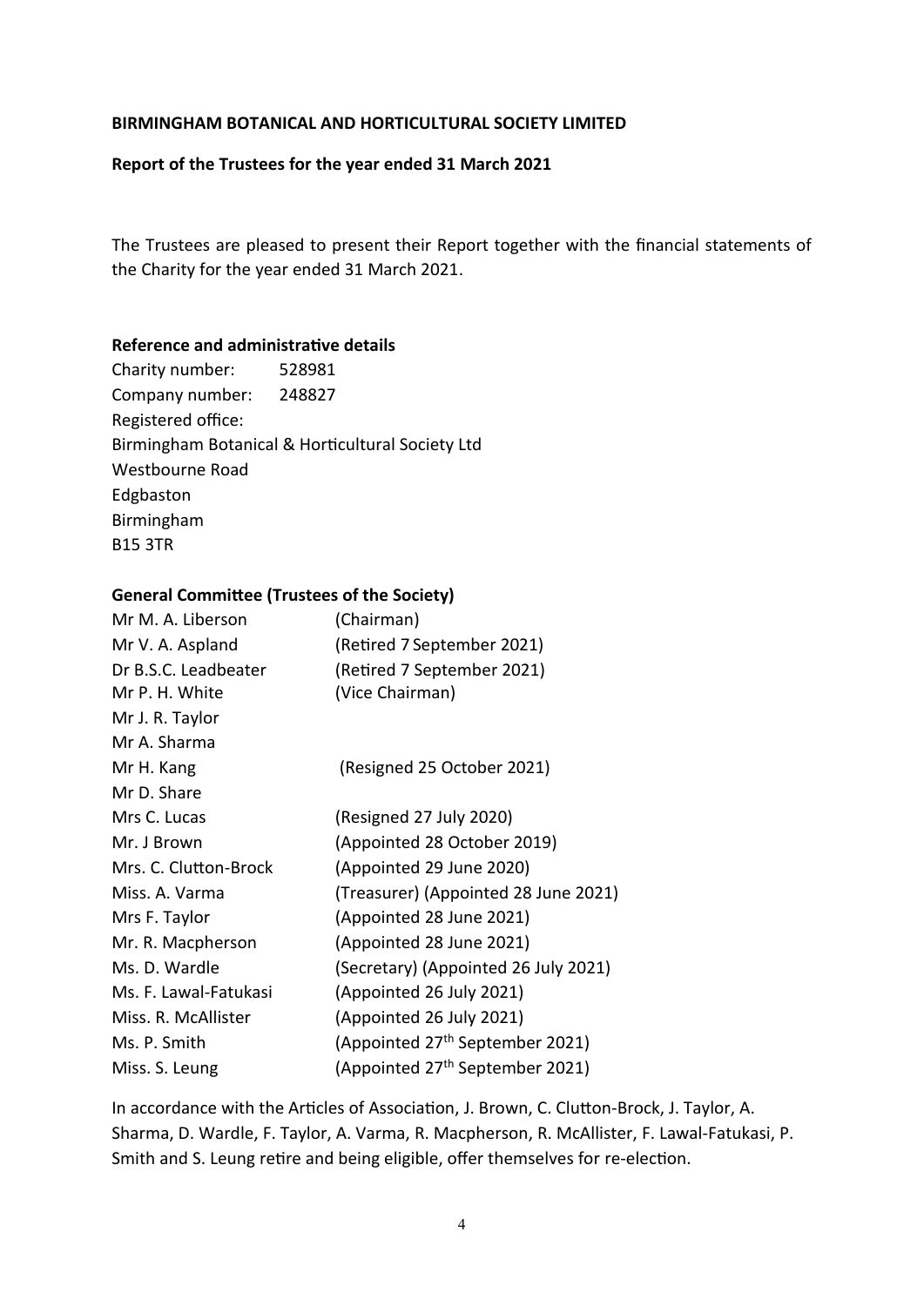**BIRMINGHAM BOTANICAL AND HORTICULTURAL SOCIETY LIMITED**

**Report of the Trustees for the year ended 31 March 2021**

The Trustees are pleased to present their Report together with the financial statements of the Charity for the year ended 31 March 2021.

**Reference and administrative details**

Charity number: 528981
Company number: 248827
Registered office:
Birmingham Botanical & Horticultural Society Ltd
Westbourne Road
Edgbaston
Birmingham
B15 3TR

**General Committee (Trustees of the Society)**

| | |
|---|---|
| Mr M. A. Liberson | (Chairman) |
| Mr V. A. Aspland | (Retired 7 September 2021) |
| Dr B.S.C. Leadbeater | (Retired 7 September 2021) |
| Mr P. H. White | (Vice Chairman) |
| Mr J. R. Taylor | |
| Mr A. Sharma | |
| Mr H. Kang | (Resigned 25 October 2021) |
| Mr D. Share | |
| Mrs C. Lucas | (Resigned 27 July 2020) |
| Mr. J Brown | (Appointed 28 October 2019) |
| Mrs. C. Clutton-Brock | (Appointed 29 June 2020) |
| Miss. A. Varma | (Treasurer) (Appointed 28 June 2021) |
| Mrs F. Taylor | (Appointed 28 June 2021) |
| Mr. R. Macpherson | (Appointed 28 June 2021) |
| Ms. D. Wardle | (Secretary) (Appointed 26 July 2021) |
| Ms. F. Lawal-Fatukasi | (Appointed 26 July 2021) |
| Miss. R. McAllister | (Appointed 26 July 2021) |
| Ms. P. Smith | (Appointed 27th September 2021) |
| Miss. S. Leung | (Appointed 27th September 2021) |

In accordance with the Articles of Association, J. Brown, C. Clutton-Brock, J. Taylor, A. Sharma, D. Wardle, F. Taylor, A. Varma, R. Macpherson, R. McAllister, F. Lawal-Fatukasi, P. Smith and S. Leung retire and being eligible, offer themselves for re-election.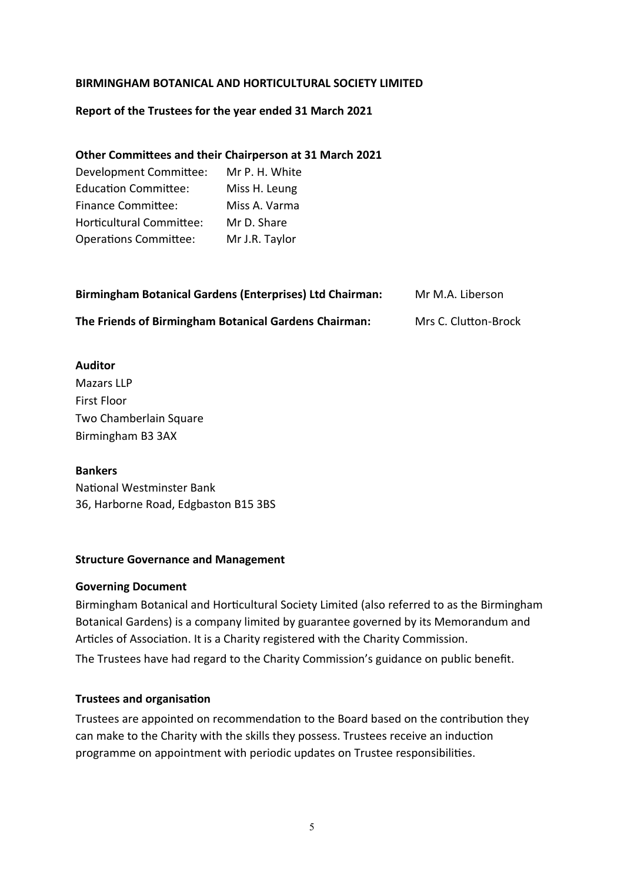**BIRMINGHAM BOTANICAL AND HORTICULTURAL SOCIETY LIMITED**

**Report of the Trustees for the year ended 31 March 2021**

**Other Committees and their Chairperson at 31 March 2021**

| | |
|---|---|
| Development Committee: | Mr P. H. White |
| Education Committee: | Miss H. Leung |
| Finance Committee: | Miss A. Varma |
| Horticultural Committee: | Mr D. Share |
| Operations Committee: | Mr J.R. Taylor |

| | |
|---|---|
| **Birmingham Botanical Gardens (Enterprises) Ltd Chairman:** | Mr M.A. Liberson |
| **The Friends of Birmingham Botanical Gardens Chairman:** | Mrs C. Clutton-Brock |

**Auditor**

Mazars LLP
First Floor
Two Chamberlain Square
Birmingham B3 3AX

**Bankers**

National Westminster Bank
36, Harborne Road, Edgbaston B15 3BS

**Structure Governance and Management**

**Governing Document**

Birmingham Botanical and Horticultural Society Limited (also referred to as the Birmingham Botanical Gardens) is a company limited by guarantee governed by its Memorandum and Articles of Association. It is a Charity registered with the Charity Commission.

The Trustees have had regard to the Charity Commission's guidance on public benefit.

**Trustees and organisation**

Trustees are appointed on recommendation to the Board based on the contribution they can make to the Charity with the skills they possess. Trustees receive an induction programme on appointment with periodic updates on Trustee responsibilities.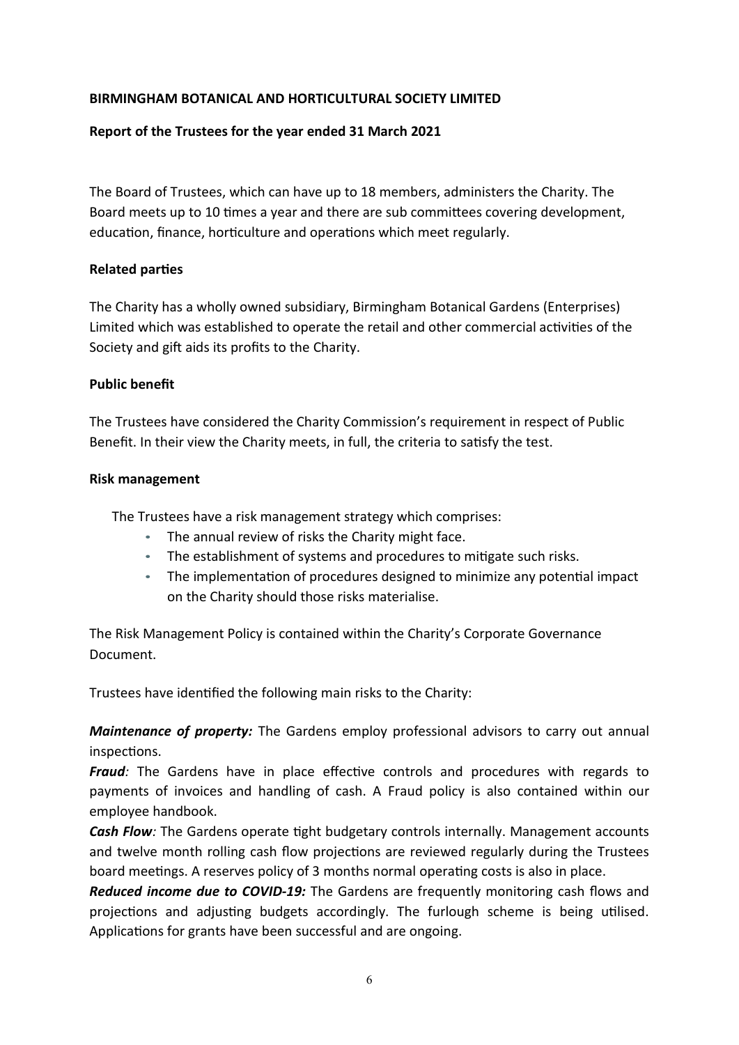**BIRMINGHAM BOTANICAL AND HORTICULTURAL SOCIETY LIMITED**

**Report of the Trustees for the year ended 31 March 2021**

The Board of Trustees, which can have up to 18 members, administers the Charity. The Board meets up to 10 times a year and there are sub committees covering development, education, finance, horticulture and operations which meet regularly.

**Related parties**

The Charity has a wholly owned subsidiary, Birmingham Botanical Gardens (Enterprises) Limited which was established to operate the retail and other commercial activities of the Society and gift aids its profits to the Charity.

**Public benefit**

The Trustees have considered the Charity Commission's requirement in respect of Public Benefit. In their view the Charity meets, in full, the criteria to satisfy the test.

**Risk management**

The Trustees have a risk management strategy which comprises:

- The annual review of risks the Charity might face.
- The establishment of systems and procedures to mitigate such risks.
- The implementation of procedures designed to minimize any potential impact on the Charity should those risks materialise.

The Risk Management Policy is contained within the Charity's Corporate Governance Document.

Trustees have identified the following main risks to the Charity:

***Maintenance of property:*** The Gardens employ professional advisors to carry out annual inspections.

***Fraud****:* The Gardens have in place effective controls and procedures with regards to payments of invoices and handling of cash. A Fraud policy is also contained within our employee handbook.

***Cash Flow****:* The Gardens operate tight budgetary controls internally. Management accounts and twelve month rolling cash flow projections are reviewed regularly during the Trustees board meetings. A reserves policy of 3 months normal operating costs is also in place.

***Reduced income due to COVID-19:*** The Gardens are frequently monitoring cash flows and projections and adjusting budgets accordingly. The furlough scheme is being utilised. Applications for grants have been successful and are ongoing.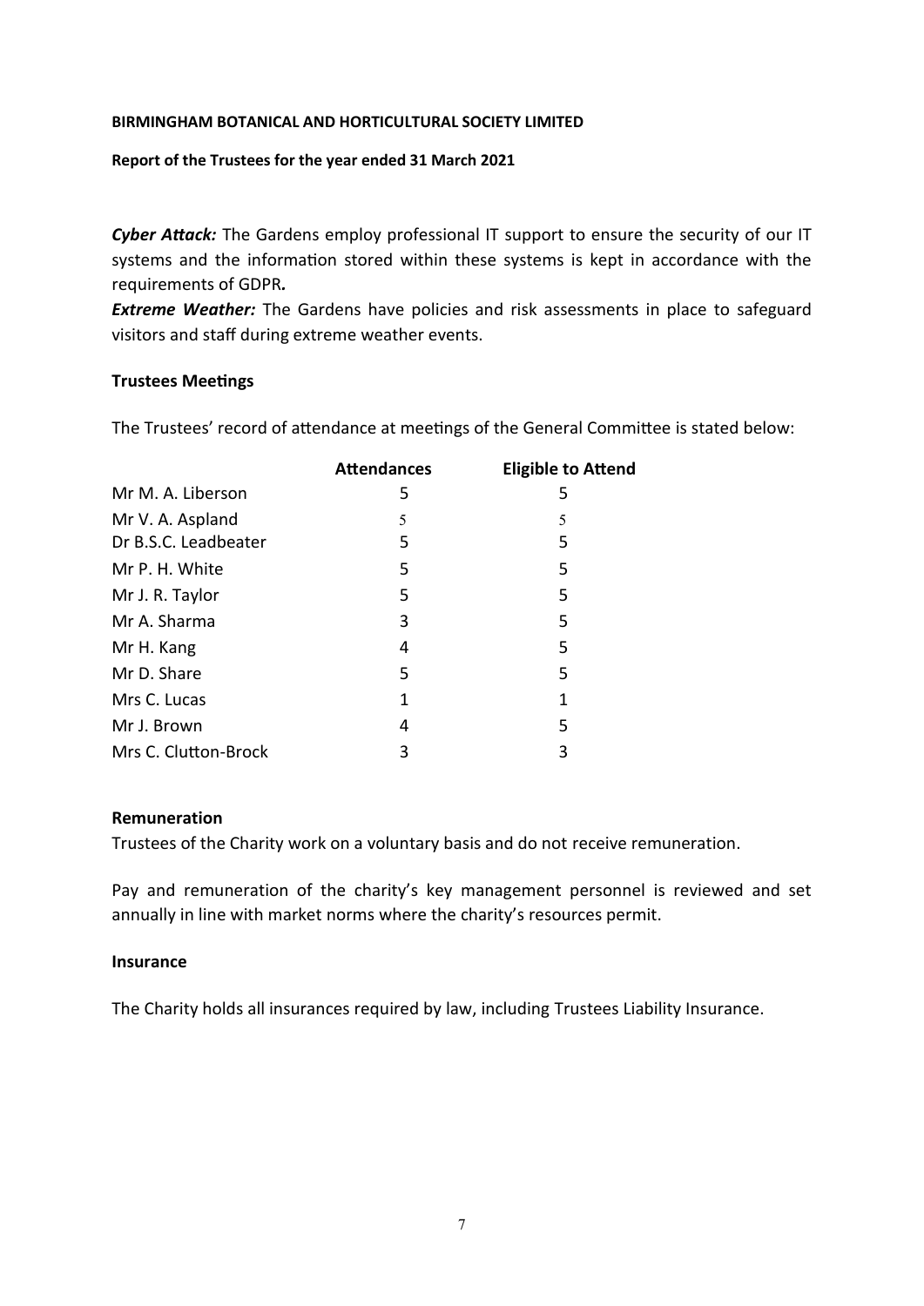**BIRMINGHAM BOTANICAL AND HORTICULTURAL SOCIETY LIMITED**

**Report of the Trustees for the year ended 31 March 2021**

***Cyber Attack:*** The Gardens employ professional IT support to ensure the security of our IT systems and the information stored within these systems is kept in accordance with the requirements of GDPR***.***

***Extreme Weather:*** The Gardens have policies and risk assessments in place to safeguard visitors and staff during extreme weather events.

### Trustees Meetings

The Trustees' record of attendance at meetings of the General Committee is stated below:

| | Attendances | Eligible to Attend |
|---|---|---|
| Mr M. A. Liberson | 5 | 5 |
| Mr V. A. Aspland | 5 | 5 |
| Dr B.S.C. Leadbeater | 5 | 5 |
| Mr P. H. White | 5 | 5 |
| Mr J. R. Taylor | 5 | 5 |
| Mr A. Sharma | 3 | 5 |
| Mr H. Kang | 4 | 5 |
| Mr D. Share | 5 | 5 |
| Mrs C. Lucas | 1 | 1 |
| Mr J. Brown | 4 | 5 |
| Mrs C. Clutton-Brock | 3 | 3 |

### Remuneration

Trustees of the Charity work on a voluntary basis and do not receive remuneration.

Pay and remuneration of the charity's key management personnel is reviewed and set annually in line with market norms where the charity's resources permit.

### Insurance

The Charity holds all insurances required by law, including Trustees Liability Insurance.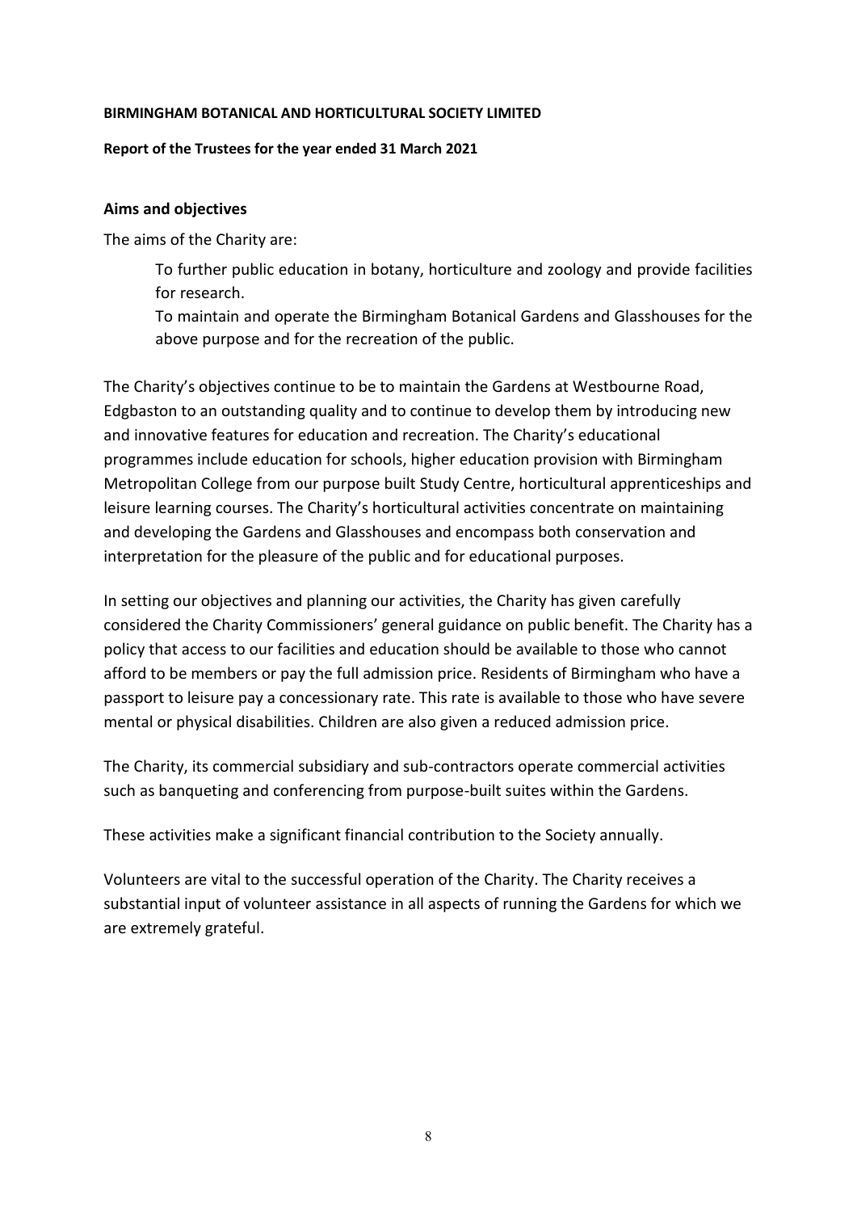**BIRMINGHAM BOTANICAL AND HORTICULTURAL SOCIETY LIMITED**

**Report of the Trustees for the year ended 31 March 2021**

## Aims and objectives

The aims of the Charity are:

> To further public education in botany, horticulture and zoology and provide facilities for research.
>
> To maintain and operate the Birmingham Botanical Gardens and Glasshouses for the above purpose and for the recreation of the public.

The Charity's objectives continue to be to maintain the Gardens at Westbourne Road, Edgbaston to an outstanding quality and to continue to develop them by introducing new and innovative features for education and recreation. The Charity's educational programmes include education for schools, higher education provision with Birmingham Metropolitan College from our purpose built Study Centre, horticultural apprenticeships and leisure learning courses. The Charity's horticultural activities concentrate on maintaining and developing the Gardens and Glasshouses and encompass both conservation and interpretation for the pleasure of the public and for educational purposes.

In setting our objectives and planning our activities, the Charity has given carefully considered the Charity Commissioners' general guidance on public benefit. The Charity has a policy that access to our facilities and education should be available to those who cannot afford to be members or pay the full admission price. Residents of Birmingham who have a passport to leisure pay a concessionary rate. This rate is available to those who have severe mental or physical disabilities. Children are also given a reduced admission price.

The Charity, its commercial subsidiary and sub-contractors operate commercial activities such as banqueting and conferencing from purpose-built suites within the Gardens.

These activities make a significant financial contribution to the Society annually.

Volunteers are vital to the successful operation of the Charity. The Charity receives a substantial input of volunteer assistance in all aspects of running the Gardens for which we are extremely grateful.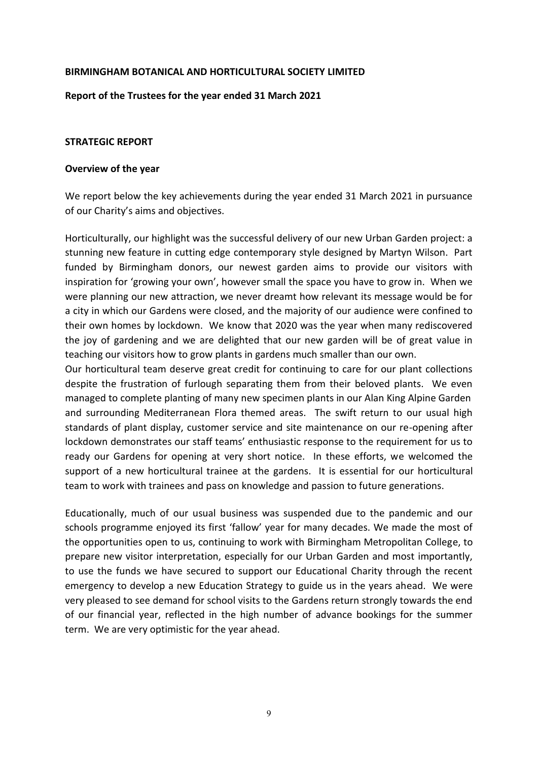**BIRMINGHAM BOTANICAL AND HORTICULTURAL SOCIETY LIMITED**

**Report of the Trustees for the year ended 31 March 2021**

## STRATEGIC REPORT

### Overview of the year

We report below the key achievements during the year ended 31 March 2021 in pursuance of our Charity's aims and objectives.

Horticulturally, our highlight was the successful delivery of our new Urban Garden project: a stunning new feature in cutting edge contemporary style designed by Martyn Wilson. Part funded by Birmingham donors, our newest garden aims to provide our visitors with inspiration for 'growing your own', however small the space you have to grow in. When we were planning our new attraction, we never dreamt how relevant its message would be for a city in which our Gardens were closed, and the majority of our audience were confined to their own homes by lockdown. We know that 2020 was the year when many rediscovered the joy of gardening and we are delighted that our new garden will be of great value in teaching our visitors how to grow plants in gardens much smaller than our own.

Our horticultural team deserve great credit for continuing to care for our plant collections despite the frustration of furlough separating them from their beloved plants. We even managed to complete planting of many new specimen plants in our Alan King Alpine Garden and surrounding Mediterranean Flora themed areas. The swift return to our usual high standards of plant display, customer service and site maintenance on our re-opening after lockdown demonstrates our staff teams' enthusiastic response to the requirement for us to ready our Gardens for opening at very short notice. In these efforts, we welcomed the support of a new horticultural trainee at the gardens. It is essential for our horticultural team to work with trainees and pass on knowledge and passion to future generations.

Educationally, much of our usual business was suspended due to the pandemic and our schools programme enjoyed its first 'fallow' year for many decades. We made the most of the opportunities open to us, continuing to work with Birmingham Metropolitan College, to prepare new visitor interpretation, especially for our Urban Garden and most importantly, to use the funds we have secured to support our Educational Charity through the recent emergency to develop a new Education Strategy to guide us in the years ahead. We were very pleased to see demand for school visits to the Gardens return strongly towards the end of our financial year, reflected in the high number of advance bookings for the summer term. We are very optimistic for the year ahead.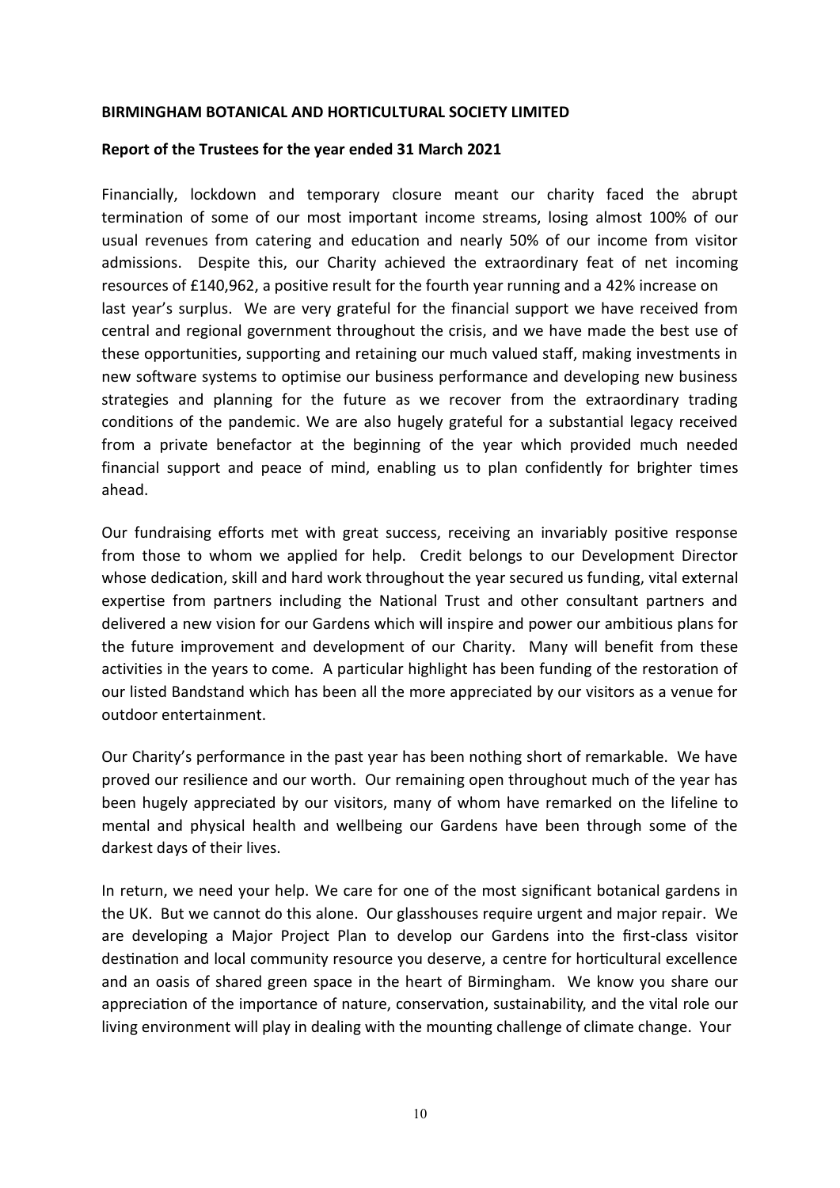**BIRMINGHAM BOTANICAL AND HORTICULTURAL SOCIETY LIMITED**

**Report of the Trustees for the year ended 31 March 2021**

Financially, lockdown and temporary closure meant our charity faced the abrupt termination of some of our most important income streams, losing almost 100% of our usual revenues from catering and education and nearly 50% of our income from visitor admissions. Despite this, our Charity achieved the extraordinary feat of net incoming resources of £140,962, a positive result for the fourth year running and a 42% increase on last year's surplus. We are very grateful for the financial support we have received from central and regional government throughout the crisis, and we have made the best use of these opportunities, supporting and retaining our much valued staff, making investments in new software systems to optimise our business performance and developing new business strategies and planning for the future as we recover from the extraordinary trading conditions of the pandemic. We are also hugely grateful for a substantial legacy received from a private benefactor at the beginning of the year which provided much needed financial support and peace of mind, enabling us to plan confidently for brighter times ahead.

Our fundraising efforts met with great success, receiving an invariably positive response from those to whom we applied for help. Credit belongs to our Development Director whose dedication, skill and hard work throughout the year secured us funding, vital external expertise from partners including the National Trust and other consultant partners and delivered a new vision for our Gardens which will inspire and power our ambitious plans for the future improvement and development of our Charity. Many will benefit from these activities in the years to come. A particular highlight has been funding of the restoration of our listed Bandstand which has been all the more appreciated by our visitors as a venue for outdoor entertainment.

Our Charity's performance in the past year has been nothing short of remarkable. We have proved our resilience and our worth. Our remaining open throughout much of the year has been hugely appreciated by our visitors, many of whom have remarked on the lifeline to mental and physical health and wellbeing our Gardens have been through some of the darkest days of their lives.

In return, we need your help. We care for one of the most significant botanical gardens in the UK. But we cannot do this alone. Our glasshouses require urgent and major repair. We are developing a Major Project Plan to develop our Gardens into the first-class visitor destination and local community resource you deserve, a centre for horticultural excellence and an oasis of shared green space in the heart of Birmingham. We know you share our appreciation of the importance of nature, conservation, sustainability, and the vital role our living environment will play in dealing with the mounting challenge of climate change. Your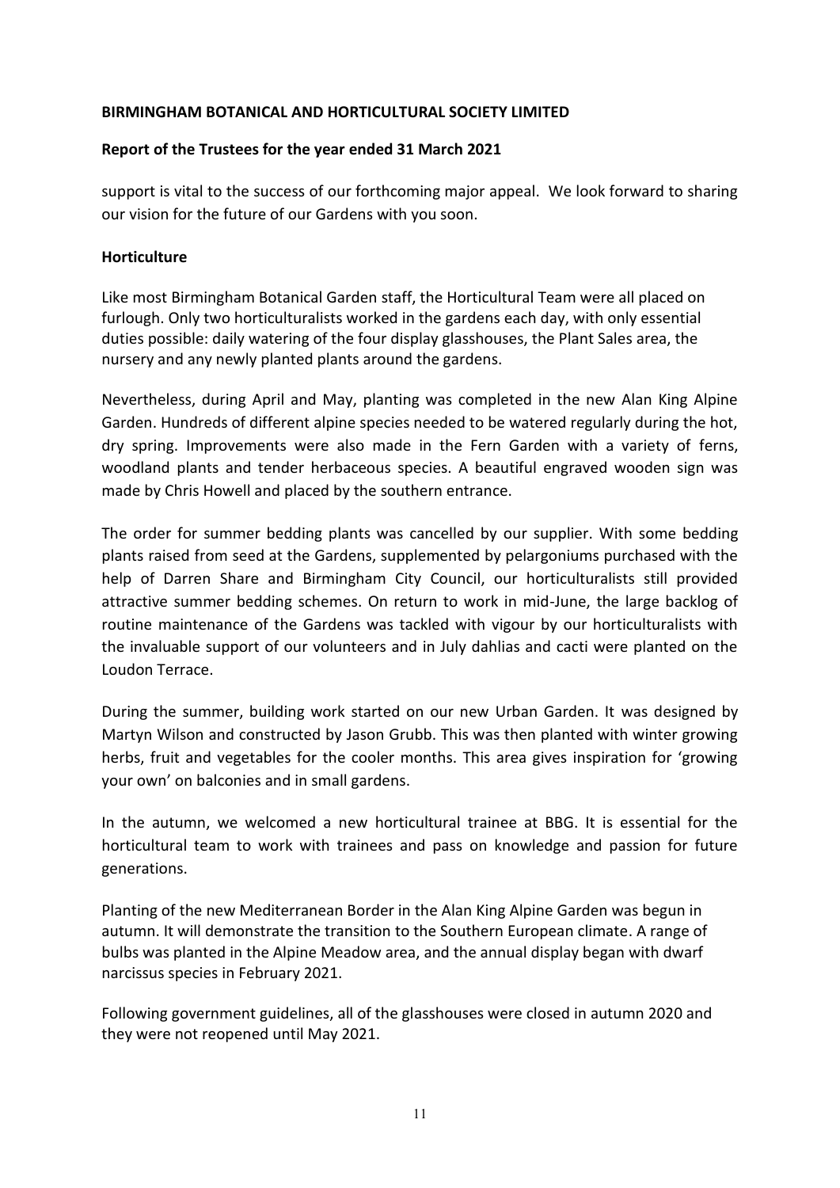support is vital to the success of our forthcoming major appeal. We look forward to sharing our vision for the future of our Gardens with you soon.

**Horticulture**

Like most Birmingham Botanical Garden staff, the Horticultural Team were all placed on furlough. Only two horticulturalists worked in the gardens each day, with only essential duties possible: daily watering of the four display glasshouses, the Plant Sales area, the nursery and any newly planted plants around the gardens.

Nevertheless, during April and May, planting was completed in the new Alan King Alpine Garden. Hundreds of different alpine species needed to be watered regularly during the hot, dry spring. Improvements were also made in the Fern Garden with a variety of ferns, woodland plants and tender herbaceous species. A beautiful engraved wooden sign was made by Chris Howell and placed by the southern entrance.

The order for summer bedding plants was cancelled by our supplier. With some bedding plants raised from seed at the Gardens, supplemented by pelargoniums purchased with the help of Darren Share and Birmingham City Council, our horticulturalists still provided attractive summer bedding schemes. On return to work in mid-June, the large backlog of routine maintenance of the Gardens was tackled with vigour by our horticulturalists with the invaluable support of our volunteers and in July dahlias and cacti were planted on the Loudon Terrace.

During the summer, building work started on our new Urban Garden. It was designed by Martyn Wilson and constructed by Jason Grubb. This was then planted with winter growing herbs, fruit and vegetables for the cooler months. This area gives inspiration for 'growing your own' on balconies and in small gardens.

In the autumn, we welcomed a new horticultural trainee at BBG. It is essential for the horticultural team to work with trainees and pass on knowledge and passion for future generations.

Planting of the new Mediterranean Border in the Alan King Alpine Garden was begun in autumn. It will demonstrate the transition to the Southern European climate. A range of bulbs was planted in the Alpine Meadow area, and the annual display began with dwarf narcissus species in February 2021.

Following government guidelines, all of the glasshouses were closed in autumn 2020 and they were not reopened until May 2021.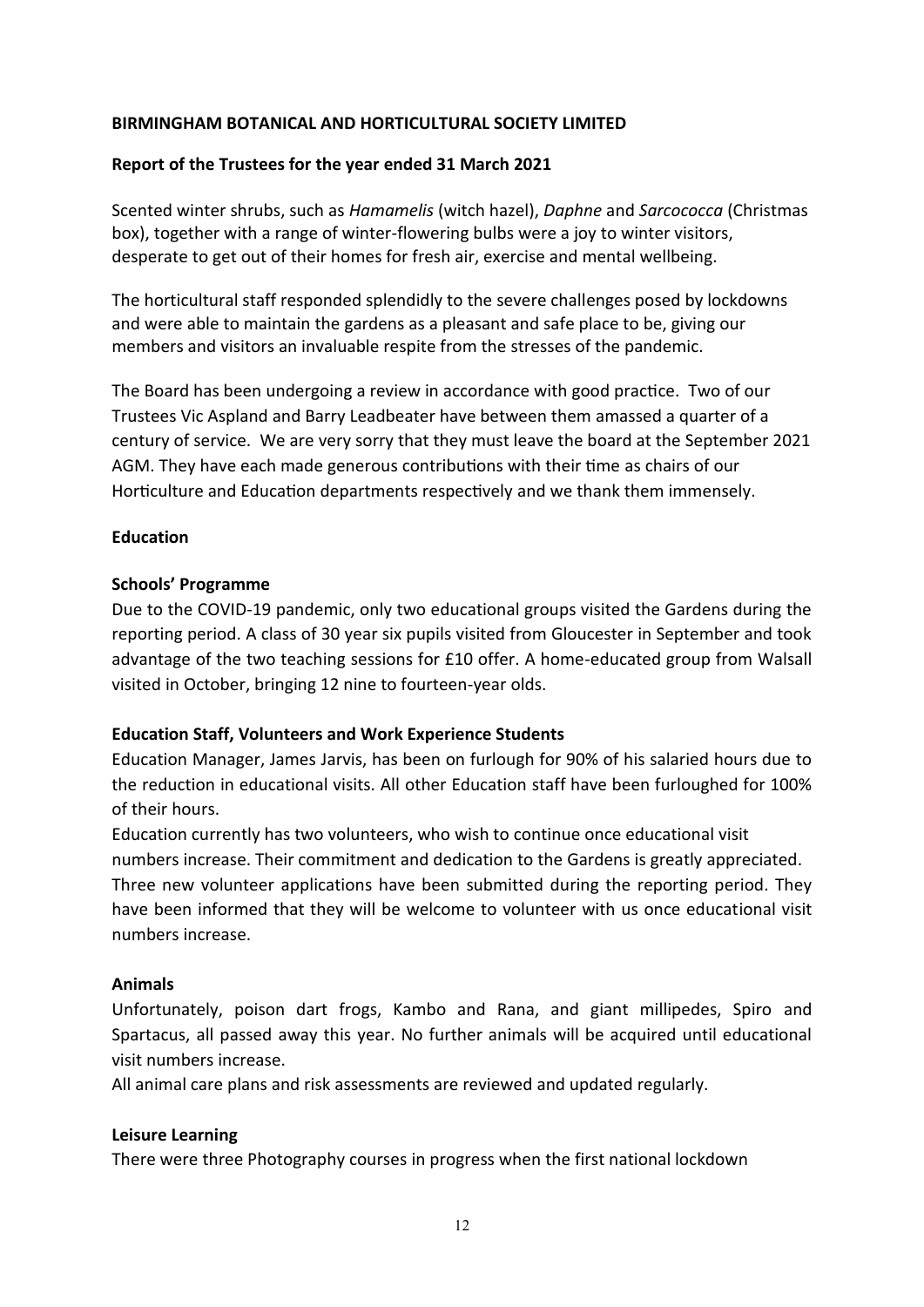**BIRMINGHAM BOTANICAL AND HORTICULTURAL SOCIETY LIMITED**

**Report of the Trustees for the year ended 31 March 2021**

Scented winter shrubs, such as *Hamamelis* (witch hazel), *Daphne* and *Sarcococca* (Christmas box), together with a range of winter-flowering bulbs were a joy to winter visitors, desperate to get out of their homes for fresh air, exercise and mental wellbeing.

The horticultural staff responded splendidly to the severe challenges posed by lockdowns and were able to maintain the gardens as a pleasant and safe place to be, giving our members and visitors an invaluable respite from the stresses of the pandemic.

The Board has been undergoing a review in accordance with good practice. Two of our Trustees Vic Aspland and Barry Leadbeater have between them amassed a quarter of a century of service. We are very sorry that they must leave the board at the September 2021 AGM. They have each made generous contributions with their time as chairs of our Horticulture and Education departments respectively and we thank them immensely.

**Education**

**Schools' Programme**

Due to the COVID-19 pandemic, only two educational groups visited the Gardens during the reporting period. A class of 30 year six pupils visited from Gloucester in September and took advantage of the two teaching sessions for £10 offer. A home-educated group from Walsall visited in October, bringing 12 nine to fourteen-year olds.

**Education Staff, Volunteers and Work Experience Students**

Education Manager, James Jarvis, has been on furlough for 90% of his salaried hours due to the reduction in educational visits. All other Education staff have been furloughed for 100% of their hours.

Education currently has two volunteers, who wish to continue once educational visit numbers increase. Their commitment and dedication to the Gardens is greatly appreciated.

Three new volunteer applications have been submitted during the reporting period. They have been informed that they will be welcome to volunteer with us once educational visit numbers increase.

**Animals**

Unfortunately, poison dart frogs, Kambo and Rana, and giant millipedes, Spiro and Spartacus, all passed away this year. No further animals will be acquired until educational visit numbers increase.

All animal care plans and risk assessments are reviewed and updated regularly.

**Leisure Learning**

There were three Photography courses in progress when the first national lockdown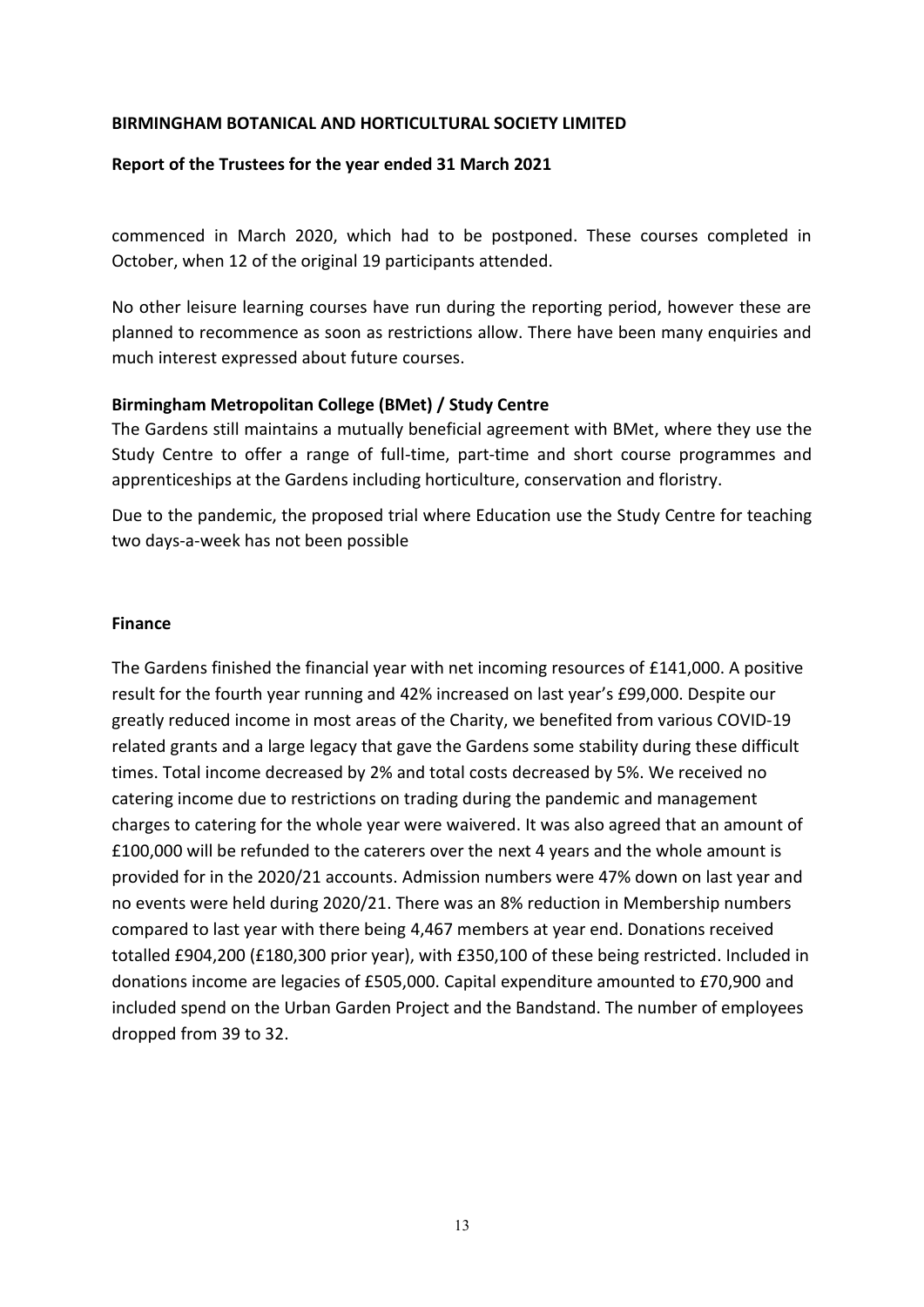commenced in March 2020, which had to be postponed. These courses completed in October, when 12 of the original 19 participants attended.

No other leisure learning courses have run during the reporting period, however these are planned to recommence as soon as restrictions allow. There have been many enquiries and much interest expressed about future courses.

**Birmingham Metropolitan College (BMet) / Study Centre**

The Gardens still maintains a mutually beneficial agreement with BMet, where they use the Study Centre to offer a range of full-time, part-time and short course programmes and apprenticeships at the Gardens including horticulture, conservation and floristry.

Due to the pandemic, the proposed trial where Education use the Study Centre for teaching two days-a-week has not been possible

**Finance**

The Gardens finished the financial year with net incoming resources of £141,000. A positive result for the fourth year running and 42% increased on last year's £99,000. Despite our greatly reduced income in most areas of the Charity, we benefited from various COVID-19 related grants and a large legacy that gave the Gardens some stability during these difficult times. Total income decreased by 2% and total costs decreased by 5%. We received no catering income due to restrictions on trading during the pandemic and management charges to catering for the whole year were waivered. It was also agreed that an amount of £100,000 will be refunded to the caterers over the next 4 years and the whole amount is provided for in the 2020/21 accounts. Admission numbers were 47% down on last year and no events were held during 2020/21. There was an 8% reduction in Membership numbers compared to last year with there being 4,467 members at year end. Donations received totalled £904,200 (£180,300 prior year), with £350,100 of these being restricted. Included in donations income are legacies of £505,000. Capital expenditure amounted to £70,900 and included spend on the Urban Garden Project and the Bandstand. The number of employees dropped from 39 to 32.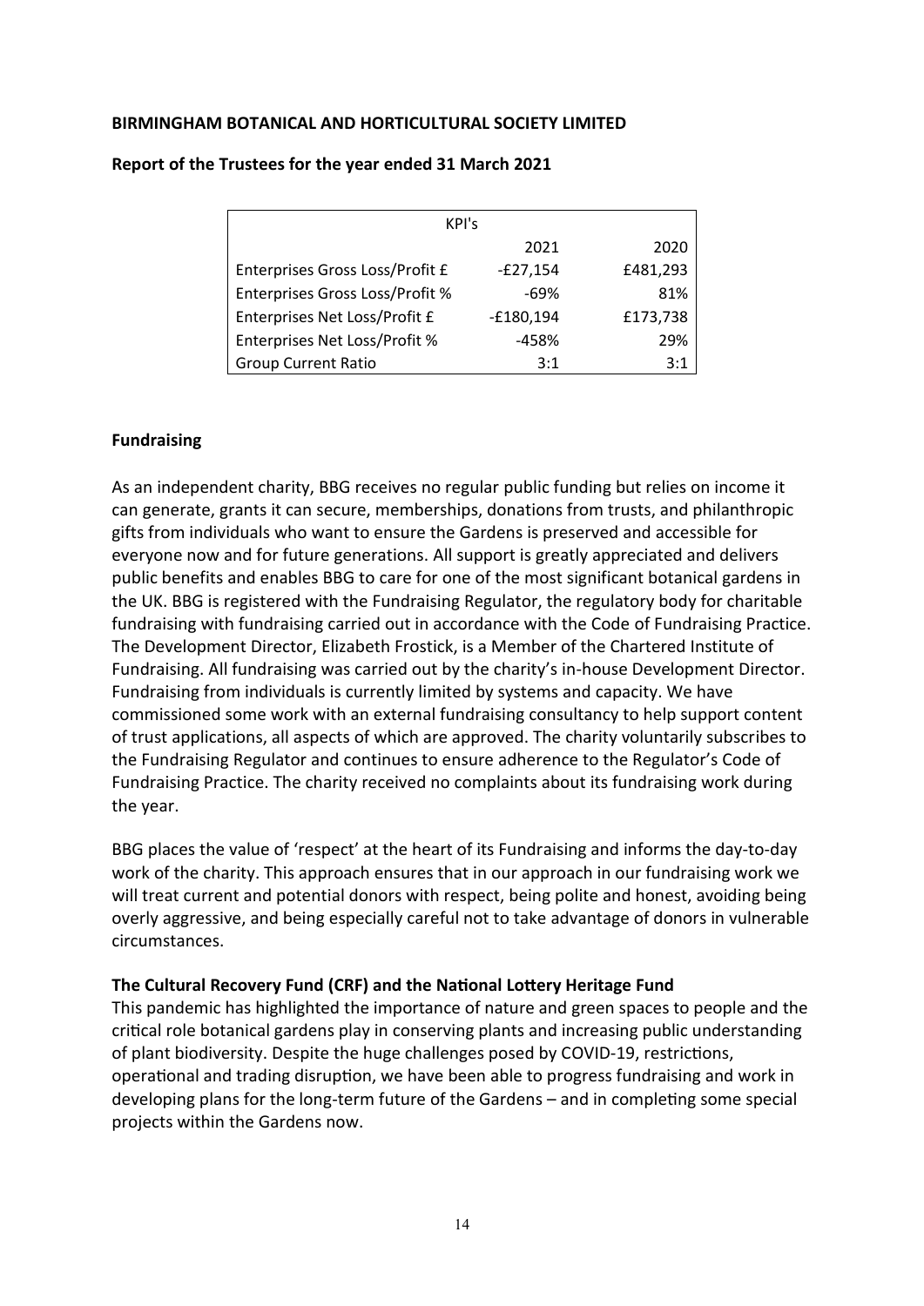**BIRMINGHAM BOTANICAL AND HORTICULTURAL SOCIETY LIMITED**

**Report of the Trustees for the year ended 31 March 2021**

| KPI's | | |
|---|---|---|
| | 2021 | 2020 |
| Enterprises Gross Loss/Profit £ | -£27,154 | £481,293 |
| Enterprises Gross Loss/Profit % | -69% | 81% |
| Enterprises Net Loss/Profit £ | -£180,194 | £173,738 |
| Enterprises Net Loss/Profit % | -458% | 29% |
| Group Current Ratio | 3:1 | 3:1 |

**Fundraising**

As an independent charity, BBG receives no regular public funding but relies on income it can generate, grants it can secure, memberships, donations from trusts, and philanthropic gifts from individuals who want to ensure the Gardens is preserved and accessible for everyone now and for future generations. All support is greatly appreciated and delivers public benefits and enables BBG to care for one of the most significant botanical gardens in the UK. BBG is registered with the Fundraising Regulator, the regulatory body for charitable fundraising with fundraising carried out in accordance with the Code of Fundraising Practice. The Development Director, Elizabeth Frostick, is a Member of the Chartered Institute of Fundraising. All fundraising was carried out by the charity's in-house Development Director. Fundraising from individuals is currently limited by systems and capacity. We have commissioned some work with an external fundraising consultancy to help support content of trust applications, all aspects of which are approved. The charity voluntarily subscribes to the Fundraising Regulator and continues to ensure adherence to the Regulator's Code of Fundraising Practice. The charity received no complaints about its fundraising work during the year.

BBG places the value of 'respect' at the heart of its Fundraising and informs the day-to-day work of the charity. This approach ensures that in our approach in our fundraising work we will treat current and potential donors with respect, being polite and honest, avoiding being overly aggressive, and being especially careful not to take advantage of donors in vulnerable circumstances.

**The Cultural Recovery Fund (CRF) and the National Lottery Heritage Fund**

This pandemic has highlighted the importance of nature and green spaces to people and the critical role botanical gardens play in conserving plants and increasing public understanding of plant biodiversity. Despite the huge challenges posed by COVID-19, restrictions, operational and trading disruption, we have been able to progress fundraising and work in developing plans for the long-term future of the Gardens – and in completing some special projects within the Gardens now.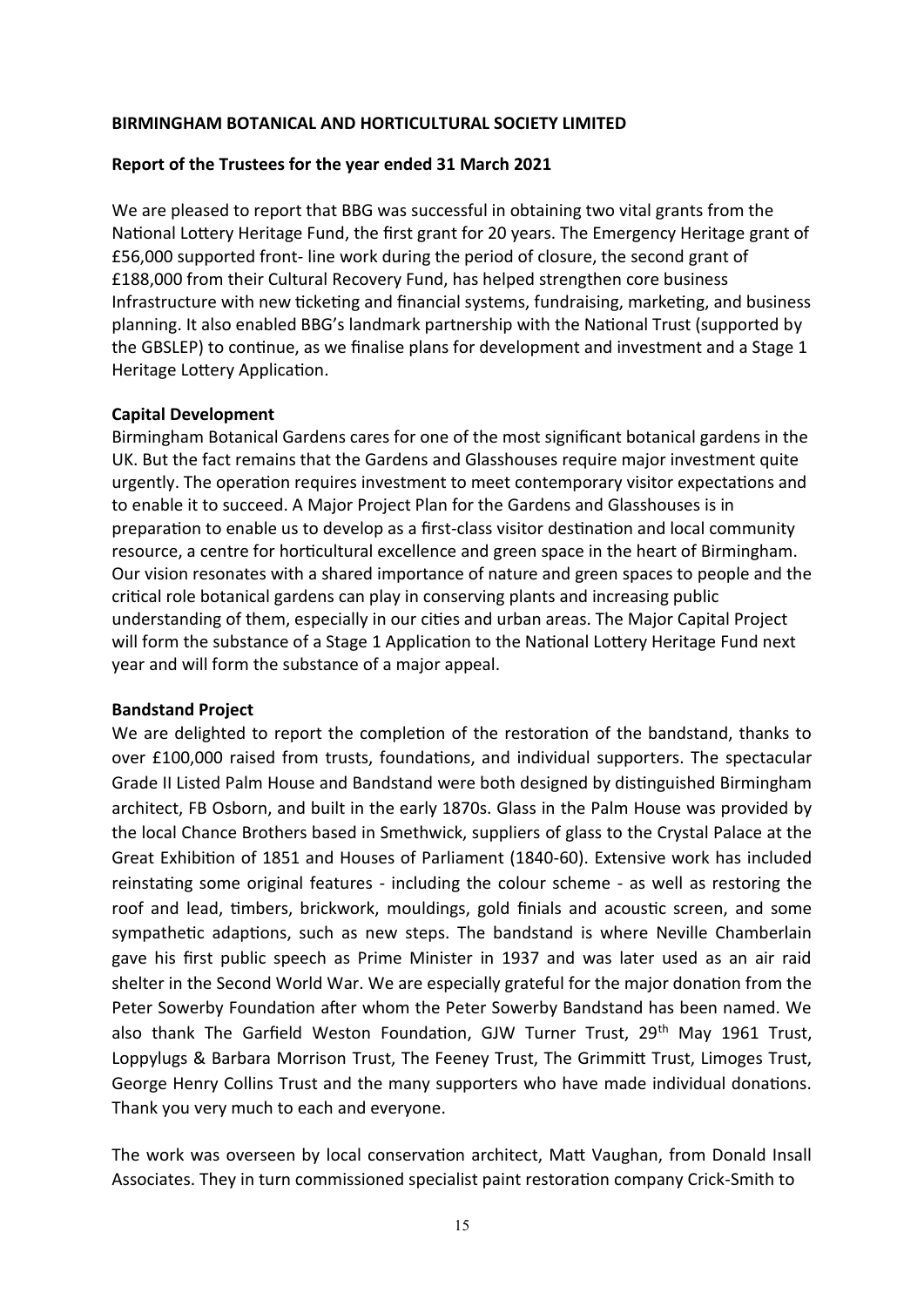**BIRMINGHAM BOTANICAL AND HORTICULTURAL SOCIETY LIMITED**

**Report of the Trustees for the year ended 31 March 2021**

We are pleased to report that BBG was successful in obtaining two vital grants from the National Lottery Heritage Fund, the first grant for 20 years. The Emergency Heritage grant of £56,000 supported front- line work during the period of closure, the second grant of £188,000 from their Cultural Recovery Fund, has helped strengthen core business Infrastructure with new ticketing and financial systems, fundraising, marketing, and business planning. It also enabled BBG's landmark partnership with the National Trust (supported by the GBSLEP) to continue, as we finalise plans for development and investment and a Stage 1 Heritage Lottery Application.

**Capital Development**

Birmingham Botanical Gardens cares for one of the most significant botanical gardens in the UK. But the fact remains that the Gardens and Glasshouses require major investment quite urgently. The operation requires investment to meet contemporary visitor expectations and to enable it to succeed. A Major Project Plan for the Gardens and Glasshouses is in preparation to enable us to develop as a first-class visitor destination and local community resource, a centre for horticultural excellence and green space in the heart of Birmingham. Our vision resonates with a shared importance of nature and green spaces to people and the critical role botanical gardens can play in conserving plants and increasing public understanding of them, especially in our cities and urban areas. The Major Capital Project will form the substance of a Stage 1 Application to the National Lottery Heritage Fund next year and will form the substance of a major appeal.

**Bandstand Project**

We are delighted to report the completion of the restoration of the bandstand, thanks to over £100,000 raised from trusts, foundations, and individual supporters. The spectacular Grade II Listed Palm House and Bandstand were both designed by distinguished Birmingham architect, FB Osborn, and built in the early 1870s. Glass in the Palm House was provided by the local Chance Brothers based in Smethwick, suppliers of glass to the Crystal Palace at the Great Exhibition of 1851 and Houses of Parliament (1840-60). Extensive work has included reinstating some original features - including the colour scheme - as well as restoring the roof and lead, timbers, brickwork, mouldings, gold finials and acoustic screen, and some sympathetic adaptions, such as new steps. The bandstand is where Neville Chamberlain gave his first public speech as Prime Minister in 1937 and was later used as an air raid shelter in the Second World War. We are especially grateful for the major donation from the Peter Sowerby Foundation after whom the Peter Sowerby Bandstand has been named. We also thank The Garfield Weston Foundation, GJW Turner Trust, 29th May 1961 Trust, Loppylugs & Barbara Morrison Trust, The Feeney Trust, The Grimmitt Trust, Limoges Trust, George Henry Collins Trust and the many supporters who have made individual donations. Thank you very much to each and everyone.

The work was overseen by local conservation architect, Matt Vaughan, from Donald Insall Associates. They in turn commissioned specialist paint restoration company Crick-Smith to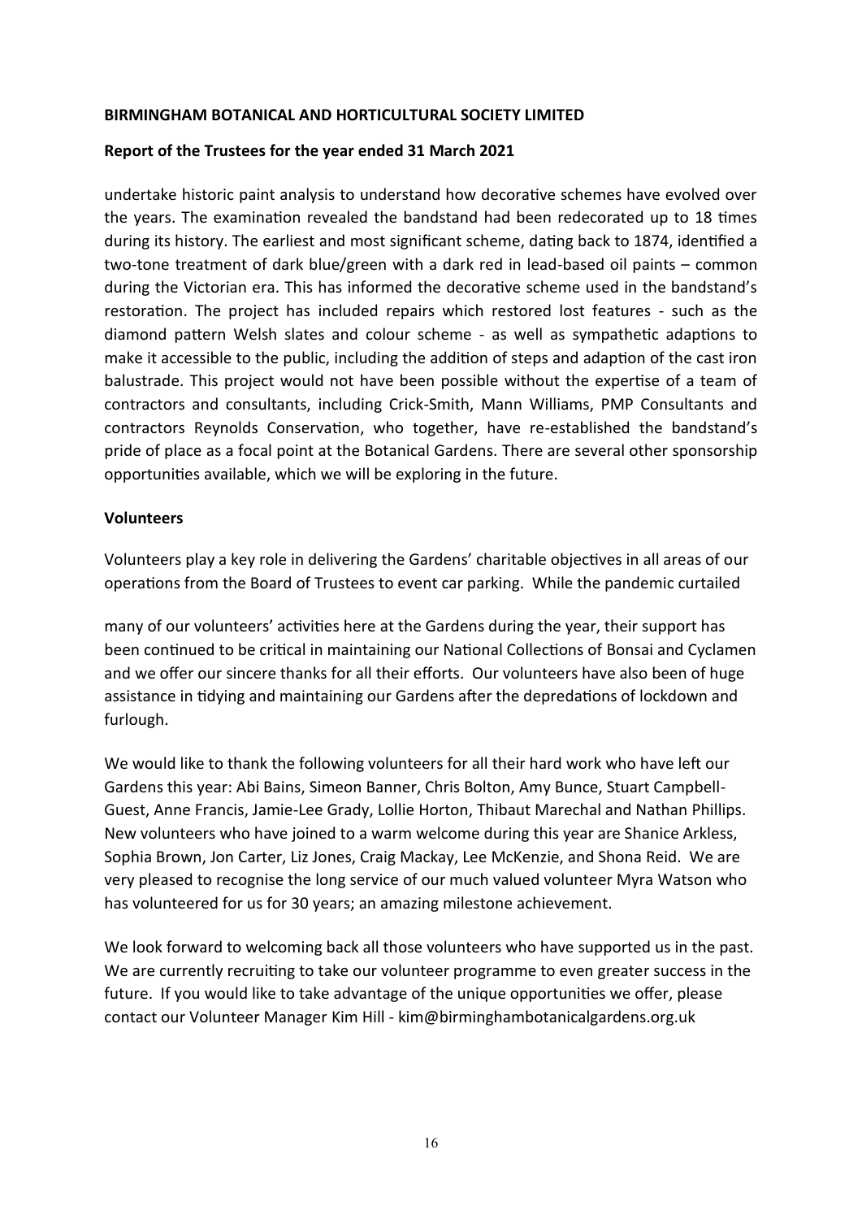**BIRMINGHAM BOTANICAL AND HORTICULTURAL SOCIETY LIMITED**

**Report of the Trustees for the year ended 31 March 2021**

undertake historic paint analysis to understand how decorative schemes have evolved over the years. The examination revealed the bandstand had been redecorated up to 18 times during its history. The earliest and most significant scheme, dating back to 1874, identified a two-tone treatment of dark blue/green with a dark red in lead-based oil paints – common during the Victorian era. This has informed the decorative scheme used in the bandstand's restoration. The project has included repairs which restored lost features - such as the diamond pattern Welsh slates and colour scheme - as well as sympathetic adaptions to make it accessible to the public, including the addition of steps and adaption of the cast iron balustrade. This project would not have been possible without the expertise of a team of contractors and consultants, including Crick-Smith, Mann Williams, PMP Consultants and contractors Reynolds Conservation, who together, have re-established the bandstand's pride of place as a focal point at the Botanical Gardens. There are several other sponsorship opportunities available, which we will be exploring in the future.

**Volunteers**

Volunteers play a key role in delivering the Gardens' charitable objectives in all areas of our operations from the Board of Trustees to event car parking. While the pandemic curtailed many of our volunteers' activities here at the Gardens during the year, their support has been continued to be critical in maintaining our National Collections of Bonsai and Cyclamen and we offer our sincere thanks for all their efforts. Our volunteers have also been of huge assistance in tidying and maintaining our Gardens after the depredations of lockdown and furlough.

We would like to thank the following volunteers for all their hard work who have left our Gardens this year: Abi Bains, Simeon Banner, Chris Bolton, Amy Bunce, Stuart Campbell-Guest, Anne Francis, Jamie-Lee Grady, Lollie Horton, Thibaut Marechal and Nathan Phillips. New volunteers who have joined to a warm welcome during this year are Shanice Arkless, Sophia Brown, Jon Carter, Liz Jones, Craig Mackay, Lee McKenzie, and Shona Reid. We are very pleased to recognise the long service of our much valued volunteer Myra Watson who has volunteered for us for 30 years; an amazing milestone achievement.

We look forward to welcoming back all those volunteers who have supported us in the past. We are currently recruiting to take our volunteer programme to even greater success in the future. If you would like to take advantage of the unique opportunities we offer, please contact our Volunteer Manager Kim Hill - kim@birminghambotanicalgardens.org.uk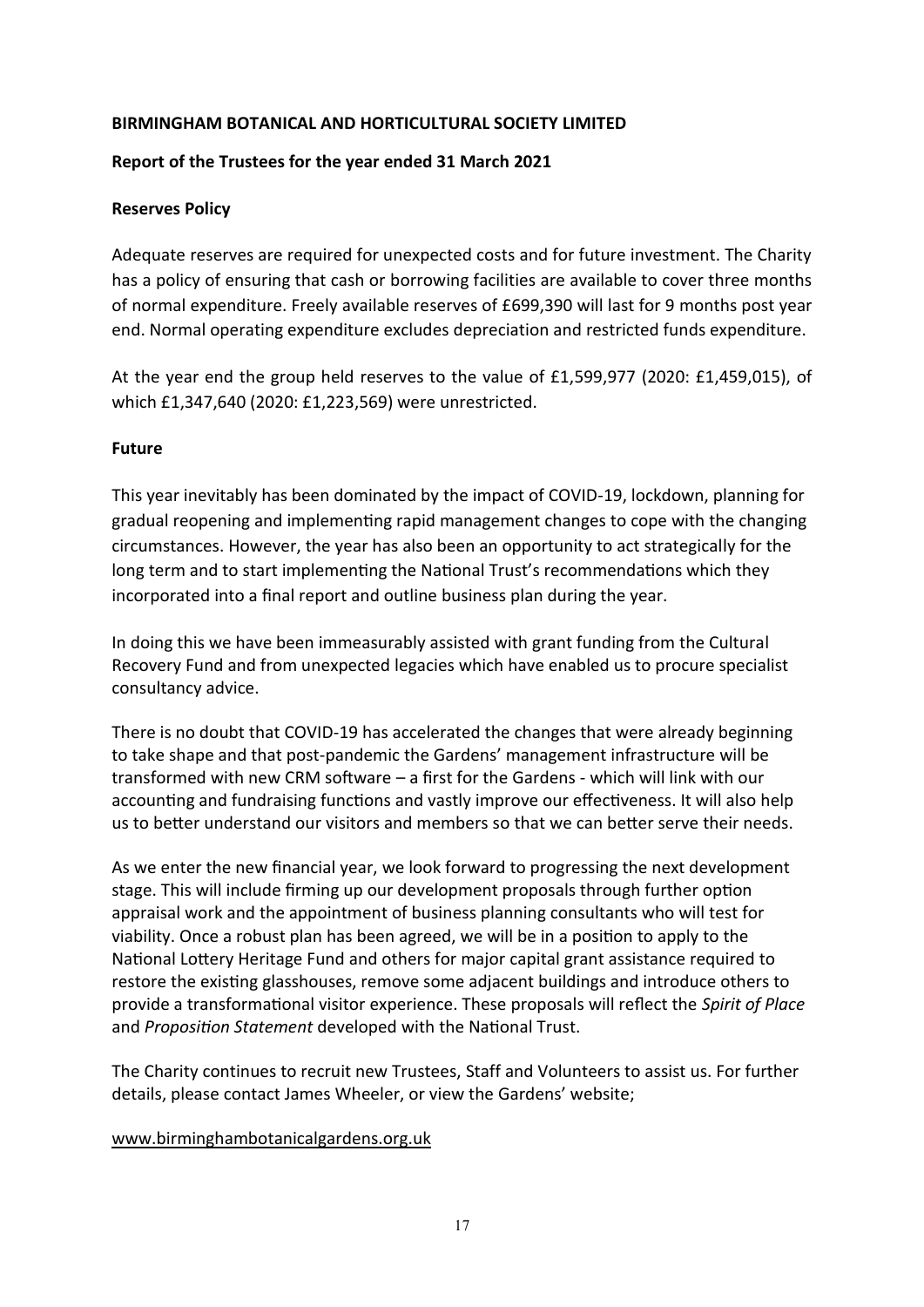**BIRMINGHAM BOTANICAL AND HORTICULTURAL SOCIETY LIMITED**

**Report of the Trustees for the year ended 31 March 2021**

**Reserves Policy**

Adequate reserves are required for unexpected costs and for future investment. The Charity has a policy of ensuring that cash or borrowing facilities are available to cover three months of normal expenditure. Freely available reserves of £699,390 will last for 9 months post year end. Normal operating expenditure excludes depreciation and restricted funds expenditure.

At the year end the group held reserves to the value of £1,599,977 (2020: £1,459,015), of which £1,347,640 (2020: £1,223,569) were unrestricted.

**Future**

This year inevitably has been dominated by the impact of COVID-19, lockdown, planning for gradual reopening and implementing rapid management changes to cope with the changing circumstances. However, the year has also been an opportunity to act strategically for the long term and to start implementing the National Trust's recommendations which they incorporated into a final report and outline business plan during the year.

In doing this we have been immeasurably assisted with grant funding from the Cultural Recovery Fund and from unexpected legacies which have enabled us to procure specialist consultancy advice.

There is no doubt that COVID-19 has accelerated the changes that were already beginning to take shape and that post-pandemic the Gardens' management infrastructure will be transformed with new CRM software – a first for the Gardens - which will link with our accounting and fundraising functions and vastly improve our effectiveness. It will also help us to better understand our visitors and members so that we can better serve their needs.

As we enter the new financial year, we look forward to progressing the next development stage. This will include firming up our development proposals through further option appraisal work and the appointment of business planning consultants who will test for viability. Once a robust plan has been agreed, we will be in a position to apply to the National Lottery Heritage Fund and others for major capital grant assistance required to restore the existing glasshouses, remove some adjacent buildings and introduce others to provide a transformational visitor experience. These proposals will reflect the *Spirit of Place* and *Proposition Statement* developed with the National Trust.

The Charity continues to recruit new Trustees, Staff and Volunteers to assist us. For further details, please contact James Wheeler, or view the Gardens' website;

www.birminghambotanicalgardens.org.uk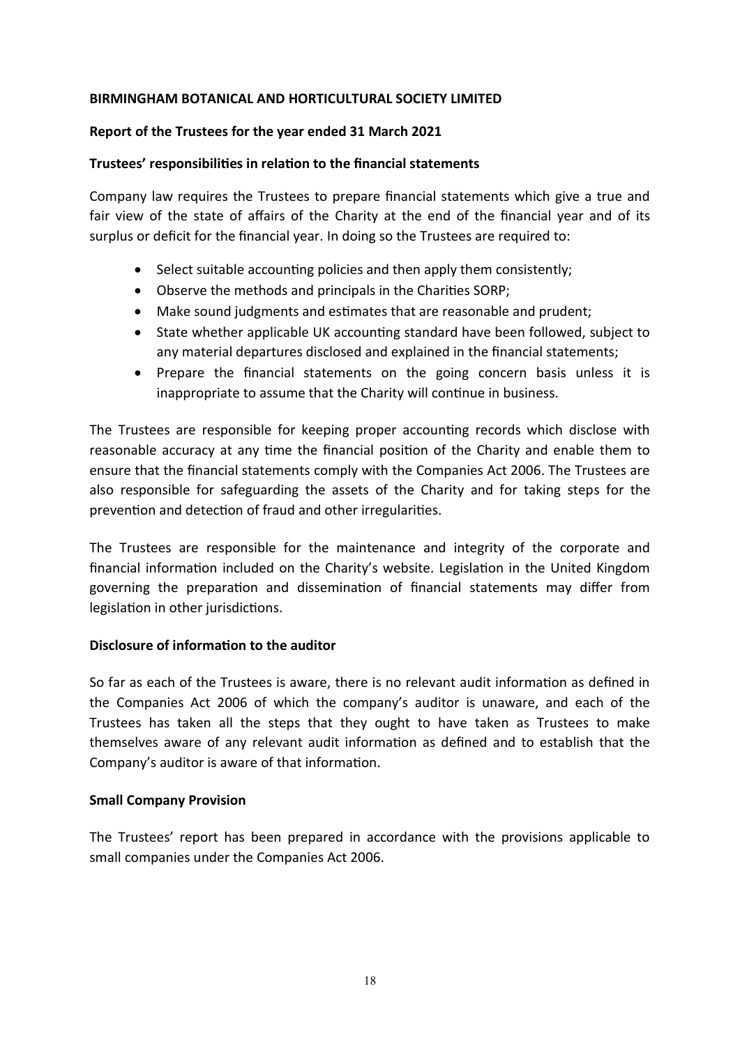**BIRMINGHAM BOTANICAL AND HORTICULTURAL SOCIETY LIMITED**

**Report of the Trustees for the year ended 31 March 2021**

**Trustees' responsibilities in relation to the financial statements**

Company law requires the Trustees to prepare financial statements which give a true and fair view of the state of affairs of the Charity at the end of the financial year and of its surplus or deficit for the financial year. In doing so the Trustees are required to:

- Select suitable accounting policies and then apply them consistently;
- Observe the methods and principals in the Charities SORP;
- Make sound judgments and estimates that are reasonable and prudent;
- State whether applicable UK accounting standard have been followed, subject to any material departures disclosed and explained in the financial statements;
- Prepare the financial statements on the going concern basis unless it is inappropriate to assume that the Charity will continue in business.

The Trustees are responsible for keeping proper accounting records which disclose with reasonable accuracy at any time the financial position of the Charity and enable them to ensure that the financial statements comply with the Companies Act 2006. The Trustees are also responsible for safeguarding the assets of the Charity and for taking steps for the prevention and detection of fraud and other irregularities.

The Trustees are responsible for the maintenance and integrity of the corporate and financial information included on the Charity's website. Legislation in the United Kingdom governing the preparation and dissemination of financial statements may differ from legislation in other jurisdictions.

**Disclosure of information to the auditor**

So far as each of the Trustees is aware, there is no relevant audit information as defined in the Companies Act 2006 of which the company's auditor is unaware, and each of the Trustees has taken all the steps that they ought to have taken as Trustees to make themselves aware of any relevant audit information as defined and to establish that the Company's auditor is aware of that information.

**Small Company Provision**

The Trustees' report has been prepared in accordance with the provisions applicable to small companies under the Companies Act 2006.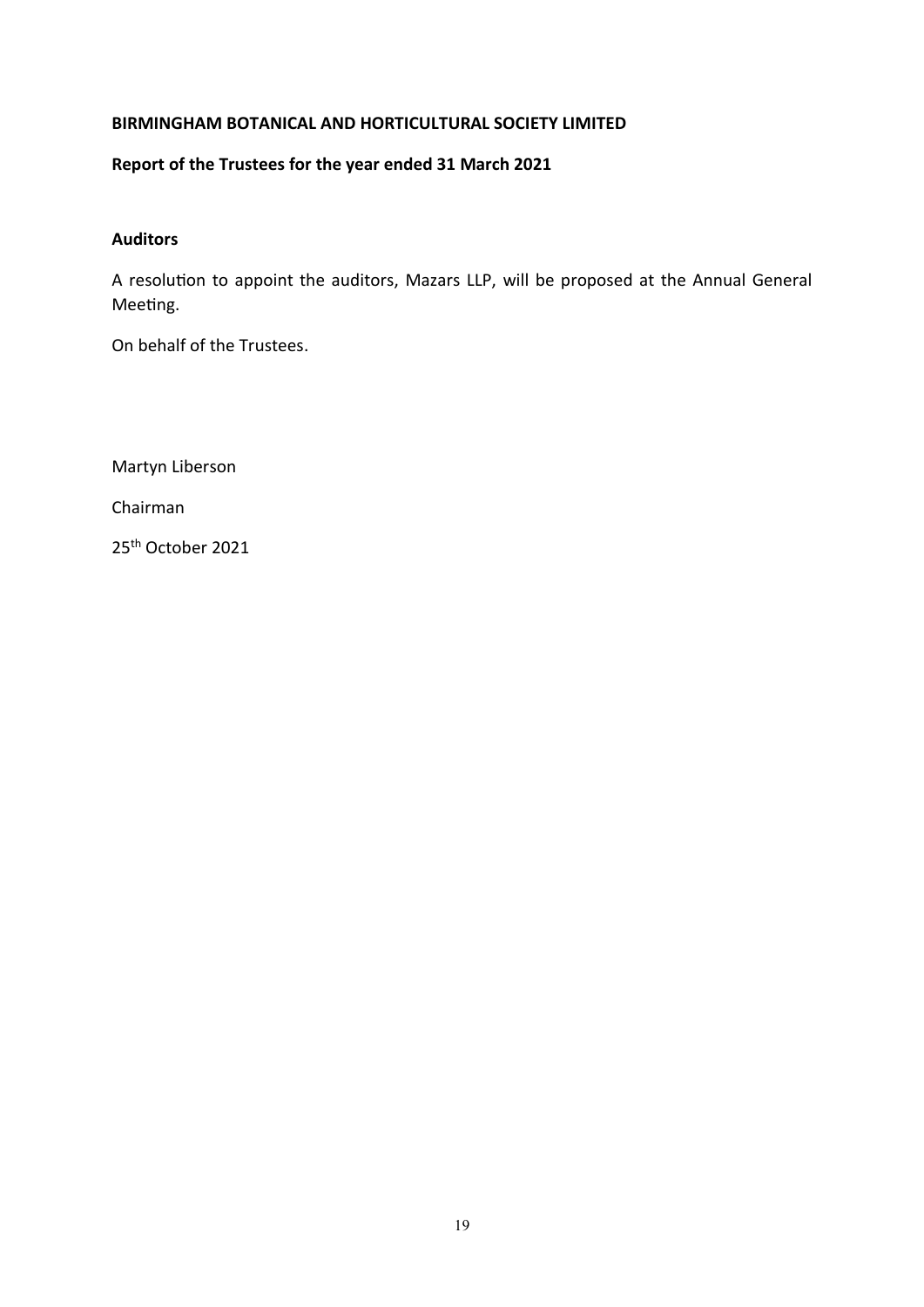**BIRMINGHAM BOTANICAL AND HORTICULTURAL SOCIETY LIMITED**

**Report of the Trustees for the year ended 31 March 2021**

**Auditors**

A resolution to appoint the auditors, Mazars LLP, will be proposed at the Annual General Meeting.

On behalf of the Trustees.

Martyn Liberson

Chairman

25th October 2021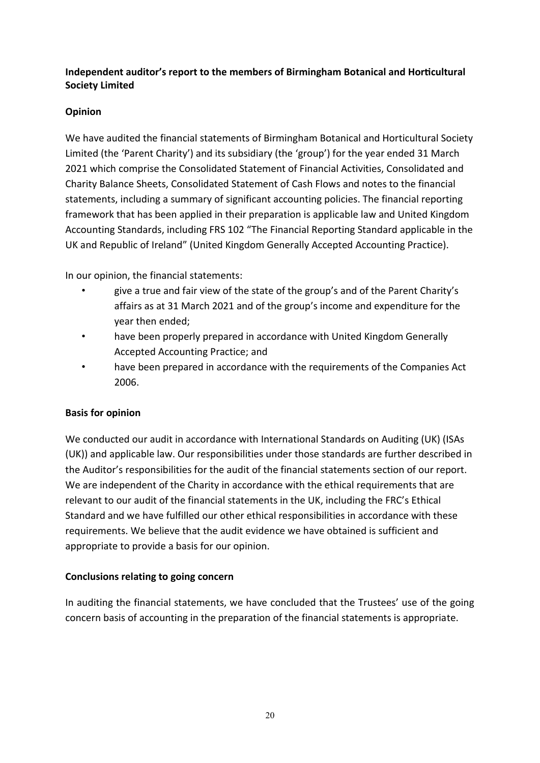**Independent auditor's report to the members of Birmingham Botanical and Horticultural Society Limited**

**Opinion**

We have audited the financial statements of Birmingham Botanical and Horticultural Society Limited (the 'Parent Charity') and its subsidiary (the 'group') for the year ended 31 March 2021 which comprise the Consolidated Statement of Financial Activities, Consolidated and Charity Balance Sheets, Consolidated Statement of Cash Flows and notes to the financial statements, including a summary of significant accounting policies. The financial reporting framework that has been applied in their preparation is applicable law and United Kingdom Accounting Standards, including FRS 102 "The Financial Reporting Standard applicable in the UK and Republic of Ireland" (United Kingdom Generally Accepted Accounting Practice).

In our opinion, the financial statements:

- give a true and fair view of the state of the group's and of the Parent Charity's affairs as at 31 March 2021 and of the group's income and expenditure for the year then ended;
- have been properly prepared in accordance with United Kingdom Generally Accepted Accounting Practice; and
- have been prepared in accordance with the requirements of the Companies Act 2006.

**Basis for opinion**

We conducted our audit in accordance with International Standards on Auditing (UK) (ISAs (UK)) and applicable law. Our responsibilities under those standards are further described in the Auditor's responsibilities for the audit of the financial statements section of our report. We are independent of the Charity in accordance with the ethical requirements that are relevant to our audit of the financial statements in the UK, including the FRC's Ethical Standard and we have fulfilled our other ethical responsibilities in accordance with these requirements. We believe that the audit evidence we have obtained is sufficient and appropriate to provide a basis for our opinion.

**Conclusions relating to going concern**

In auditing the financial statements, we have concluded that the Trustees' use of the going concern basis of accounting in the preparation of the financial statements is appropriate.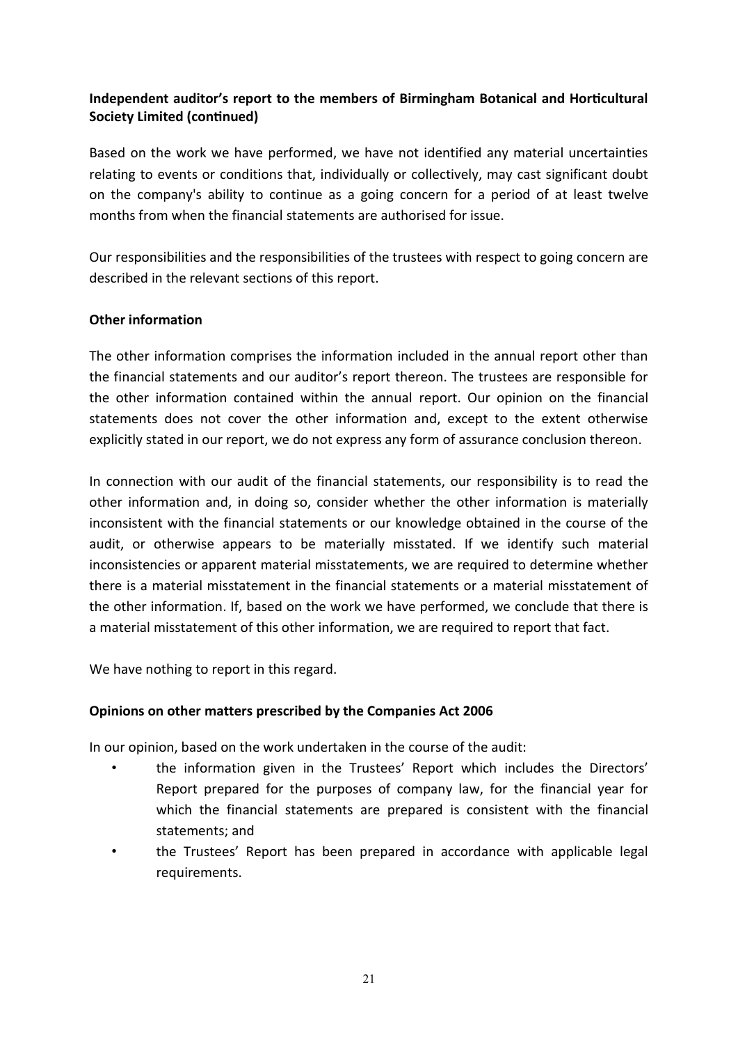**Independent auditor's report to the members of Birmingham Botanical and Horticultural Society Limited (continued)**

Based on the work we have performed, we have not identified any material uncertainties relating to events or conditions that, individually or collectively, may cast significant doubt on the company's ability to continue as a going concern for a period of at least twelve months from when the financial statements are authorised for issue.

Our responsibilities and the responsibilities of the trustees with respect to going concern are described in the relevant sections of this report.

**Other information**

The other information comprises the information included in the annual report other than the financial statements and our auditor's report thereon. The trustees are responsible for the other information contained within the annual report. Our opinion on the financial statements does not cover the other information and, except to the extent otherwise explicitly stated in our report, we do not express any form of assurance conclusion thereon.

In connection with our audit of the financial statements, our responsibility is to read the other information and, in doing so, consider whether the other information is materially inconsistent with the financial statements or our knowledge obtained in the course of the audit, or otherwise appears to be materially misstated. If we identify such material inconsistencies or apparent material misstatements, we are required to determine whether there is a material misstatement in the financial statements or a material misstatement of the other information. If, based on the work we have performed, we conclude that there is a material misstatement of this other information, we are required to report that fact.

We have nothing to report in this regard.

**Opinions on other matters prescribed by the Companies Act 2006**

In our opinion, based on the work undertaken in the course of the audit:

- the information given in the Trustees' Report which includes the Directors' Report prepared for the purposes of company law, for the financial year for which the financial statements are prepared is consistent with the financial statements; and
- the Trustees' Report has been prepared in accordance with applicable legal requirements.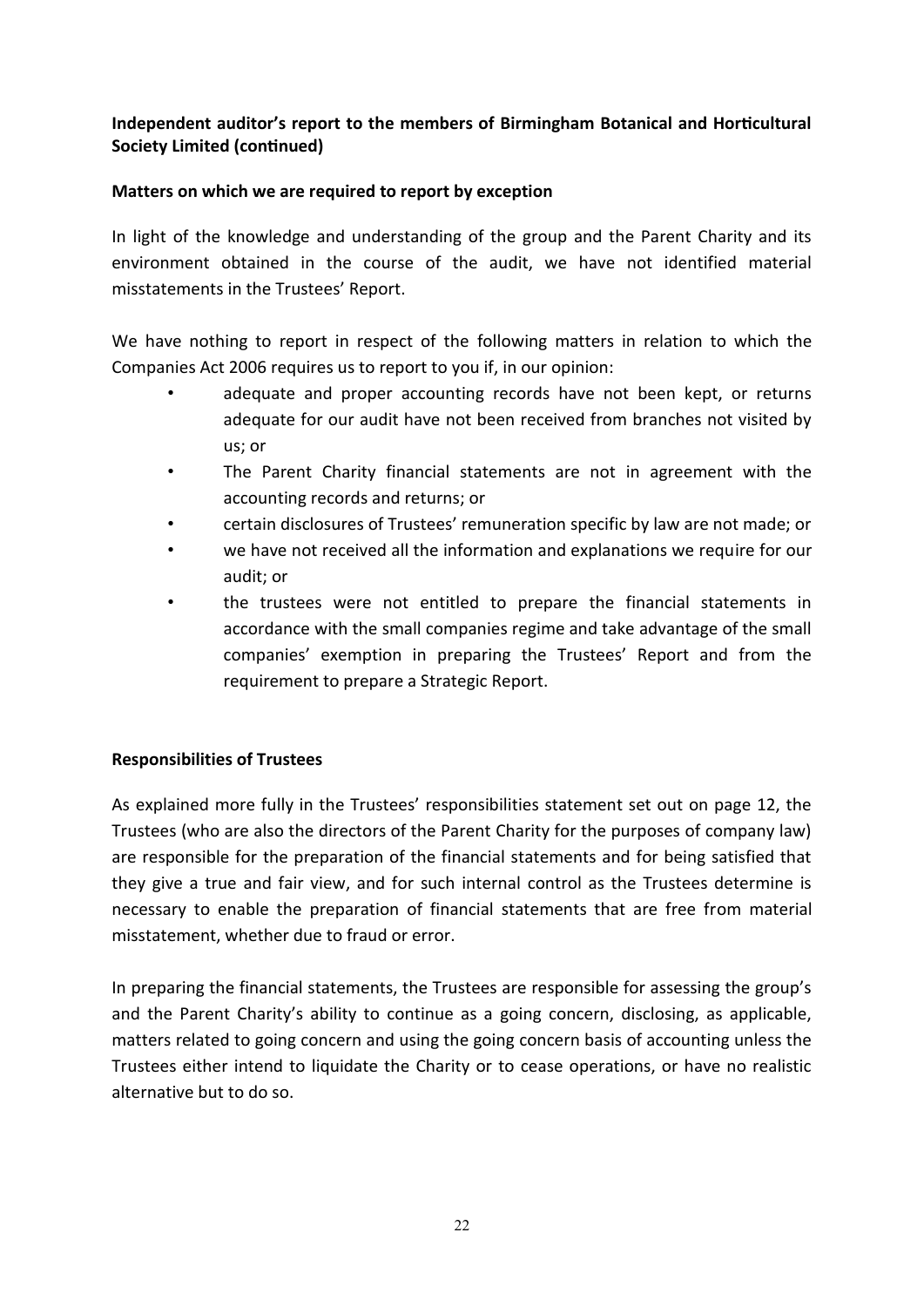**Independent auditor's report to the members of Birmingham Botanical and Horticultural Society Limited (continued)**

**Matters on which we are required to report by exception**

In light of the knowledge and understanding of the group and the Parent Charity and its environment obtained in the course of the audit, we have not identified material misstatements in the Trustees' Report.

We have nothing to report in respect of the following matters in relation to which the Companies Act 2006 requires us to report to you if, in our opinion:

- adequate and proper accounting records have not been kept, or returns adequate for our audit have not been received from branches not visited by us; or
- The Parent Charity financial statements are not in agreement with the accounting records and returns; or
- certain disclosures of Trustees' remuneration specific by law are not made; or
- we have not received all the information and explanations we require for our audit; or
- the trustees were not entitled to prepare the financial statements in accordance with the small companies regime and take advantage of the small companies' exemption in preparing the Trustees' Report and from the requirement to prepare a Strategic Report.

**Responsibilities of Trustees**

As explained more fully in the Trustees' responsibilities statement set out on page 12, the Trustees (who are also the directors of the Parent Charity for the purposes of company law) are responsible for the preparation of the financial statements and for being satisfied that they give a true and fair view, and for such internal control as the Trustees determine is necessary to enable the preparation of financial statements that are free from material misstatement, whether due to fraud or error.

In preparing the financial statements, the Trustees are responsible for assessing the group's and the Parent Charity's ability to continue as a going concern, disclosing, as applicable, matters related to going concern and using the going concern basis of accounting unless the Trustees either intend to liquidate the Charity or to cease operations, or have no realistic alternative but to do so.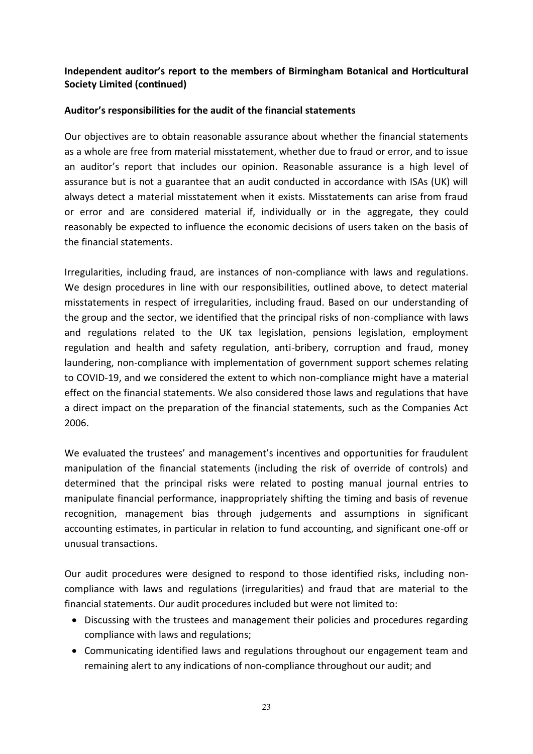**Independent auditor's report to the members of Birmingham Botanical and Horticultural Society Limited (continued)**

**Auditor's responsibilities for the audit of the financial statements**

Our objectives are to obtain reasonable assurance about whether the financial statements as a whole are free from material misstatement, whether due to fraud or error, and to issue an auditor's report that includes our opinion. Reasonable assurance is a high level of assurance but is not a guarantee that an audit conducted in accordance with ISAs (UK) will always detect a material misstatement when it exists. Misstatements can arise from fraud or error and are considered material if, individually or in the aggregate, they could reasonably be expected to influence the economic decisions of users taken on the basis of the financial statements.

Irregularities, including fraud, are instances of non-compliance with laws and regulations. We design procedures in line with our responsibilities, outlined above, to detect material misstatements in respect of irregularities, including fraud. Based on our understanding of the group and the sector, we identified that the principal risks of non-compliance with laws and regulations related to the UK tax legislation, pensions legislation, employment regulation and health and safety regulation, anti-bribery, corruption and fraud, money laundering, non-compliance with implementation of government support schemes relating to COVID-19, and we considered the extent to which non-compliance might have a material effect on the financial statements. We also considered those laws and regulations that have a direct impact on the preparation of the financial statements, such as the Companies Act 2006.

We evaluated the trustees' and management's incentives and opportunities for fraudulent manipulation of the financial statements (including the risk of override of controls) and determined that the principal risks were related to posting manual journal entries to manipulate financial performance, inappropriately shifting the timing and basis of revenue recognition, management bias through judgements and assumptions in significant accounting estimates, in particular in relation to fund accounting, and significant one-off or unusual transactions.

Our audit procedures were designed to respond to those identified risks, including non-compliance with laws and regulations (irregularities) and fraud that are material to the financial statements. Our audit procedures included but were not limited to:

- Discussing with the trustees and management their policies and procedures regarding compliance with laws and regulations;
- Communicating identified laws and regulations throughout our engagement team and remaining alert to any indications of non-compliance throughout our audit; and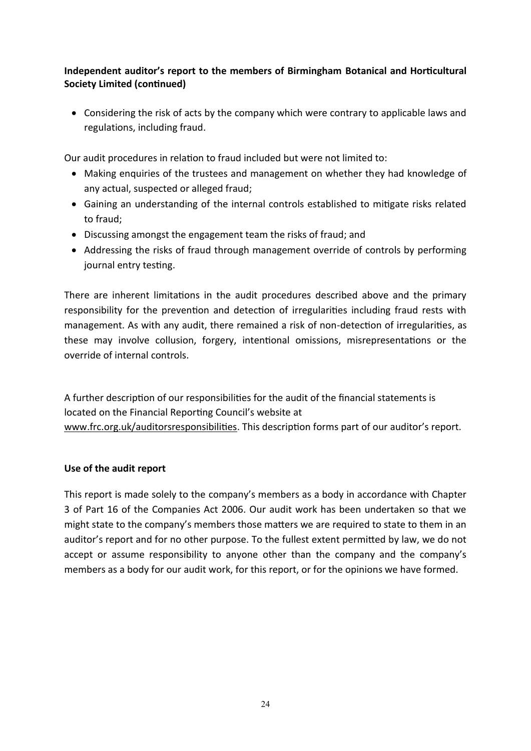**Independent auditor's report to the members of Birmingham Botanical and Horticultural Society Limited (continued)**

- Considering the risk of acts by the company which were contrary to applicable laws and regulations, including fraud.

Our audit procedures in relation to fraud included but were not limited to:

- Making enquiries of the trustees and management on whether they had knowledge of any actual, suspected or alleged fraud;
- Gaining an understanding of the internal controls established to mitigate risks related to fraud;
- Discussing amongst the engagement team the risks of fraud; and
- Addressing the risks of fraud through management override of controls by performing journal entry testing.

There are inherent limitations in the audit procedures described above and the primary responsibility for the prevention and detection of irregularities including fraud rests with management. As with any audit, there remained a risk of non-detection of irregularities, as these may involve collusion, forgery, intentional omissions, misrepresentations or the override of internal controls.

A further description of our responsibilities for the audit of the financial statements is located on the Financial Reporting Council's website at www.frc.org.uk/auditorsresponsibilities. This description forms part of our auditor's report.

**Use of the audit report**

This report is made solely to the company's members as a body in accordance with Chapter 3 of Part 16 of the Companies Act 2006. Our audit work has been undertaken so that we might state to the company's members those matters we are required to state to them in an auditor's report and for no other purpose. To the fullest extent permitted by law, we do not accept or assume responsibility to anyone other than the company and the company's members as a body for our audit work, for this report, or for the opinions we have formed.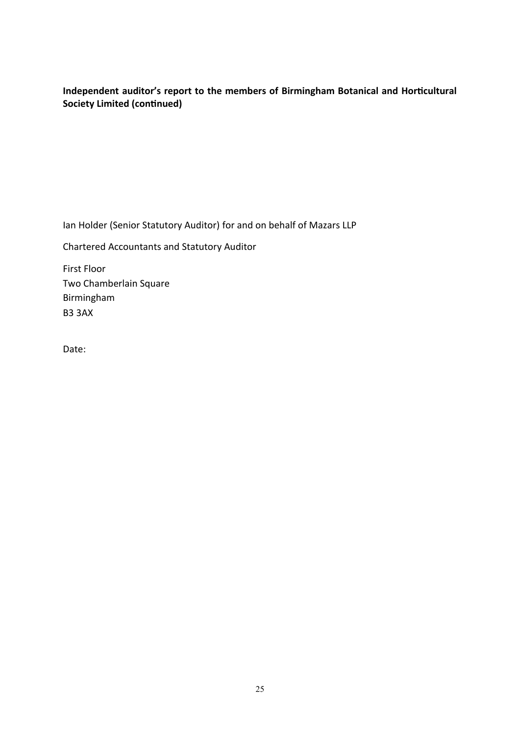**Independent auditor's report to the members of Birmingham Botanical and Horticultural Society Limited (continued)**

Ian Holder (Senior Statutory Auditor) for and on behalf of Mazars LLP

Chartered Accountants and Statutory Auditor

First Floor
Two Chamberlain Square
Birmingham
B3 3AX

Date: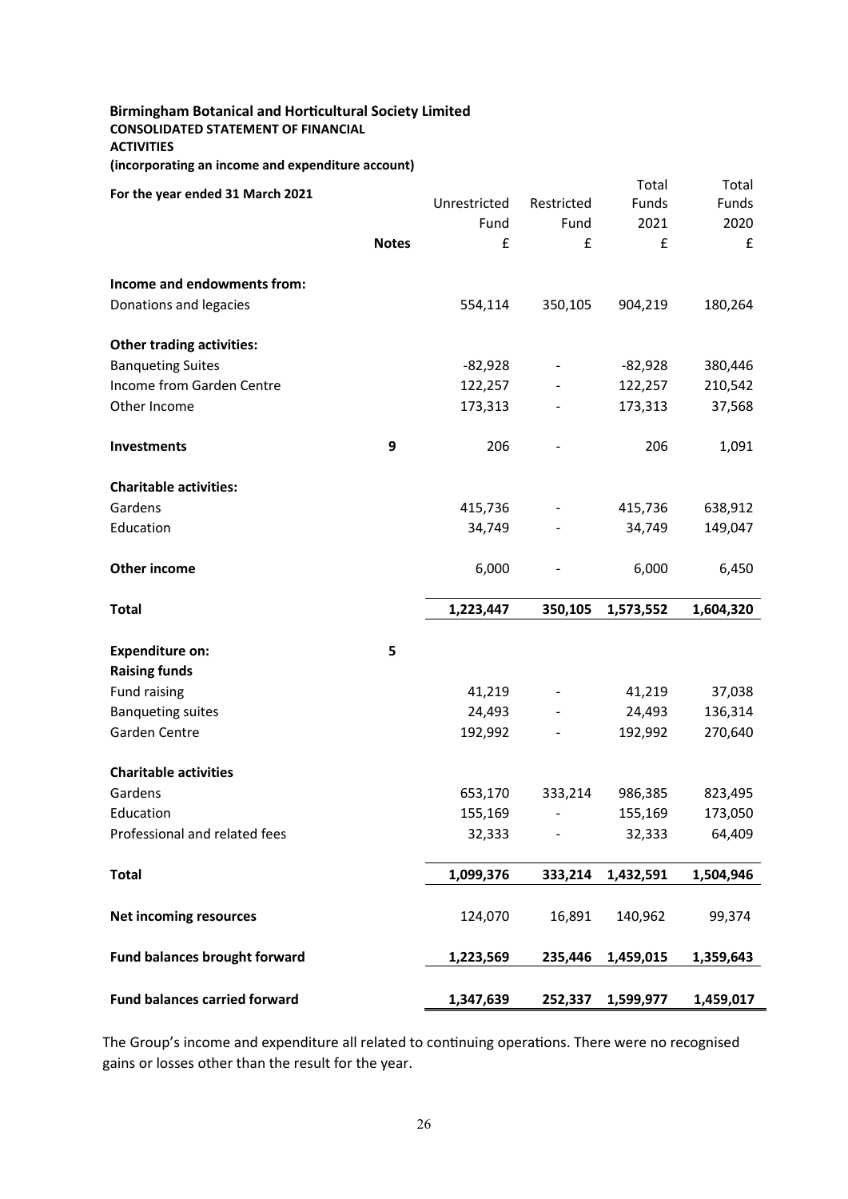**Birmingham Botanical and Horticultural Society Limited**

**CONSOLIDATED STATEMENT OF FINANCIAL ACTIVITIES**

**(incorporating an income and expenditure account)**

| For the year ended 31 March 2021 | Notes | Unrestricted Fund £ | Restricted Fund £ | Total Funds 2021 £ | Total Funds 2020 £ |
|---|---|---|---|---|---|
| **Income and endowments from:** | | | | | |
| Donations and legacies | | 554,114 | 350,105 | 904,219 | 180,264 |
| **Other trading activities:** | | | | | |
| Banqueting Suites | | -82,928 | - | -82,928 | 380,446 |
| Income from Garden Centre | | 122,257 | - | 122,257 | 210,542 |
| Other Income | | 173,313 | - | 173,313 | 37,568 |
| **Investments** | 9 | 206 | - | 206 | 1,091 |
| **Charitable activities:** | | | | | |
| Gardens | | 415,736 | - | 415,736 | 638,912 |
| Education | | 34,749 | - | 34,749 | 149,047 |
| **Other income** | | 6,000 | - | 6,000 | 6,450 |
| **Total** | | **1,223,447** | **350,105** | **1,573,552** | **1,604,320** |
| **Expenditure on:** | 5 | | | | |
| **Raising funds** | | | | | |
| Fund raising | | 41,219 | - | 41,219 | 37,038 |
| Banqueting suites | | 24,493 | - | 24,493 | 136,314 |
| Garden Centre | | 192,992 | - | 192,992 | 270,640 |
| **Charitable activities** | | | | | |
| Gardens | | 653,170 | 333,214 | 986,385 | 823,495 |
| Education | | 155,169 | - | 155,169 | 173,050 |
| Professional and related fees | | 32,333 | - | 32,333 | 64,409 |
| **Total** | | **1,099,376** | **333,214** | **1,432,591** | **1,504,946** |
| **Net incoming resources** | | 124,070 | 16,891 | 140,962 | 99,374 |
| **Fund balances brought forward** | | **1,223,569** | **235,446** | **1,459,015** | **1,359,643** |
| **Fund balances carried forward** | | **1,347,639** | **252,337** | **1,599,977** | **1,459,017** |

The Group's income and expenditure all related to continuing operations. There were no recognised gains or losses other than the result for the year.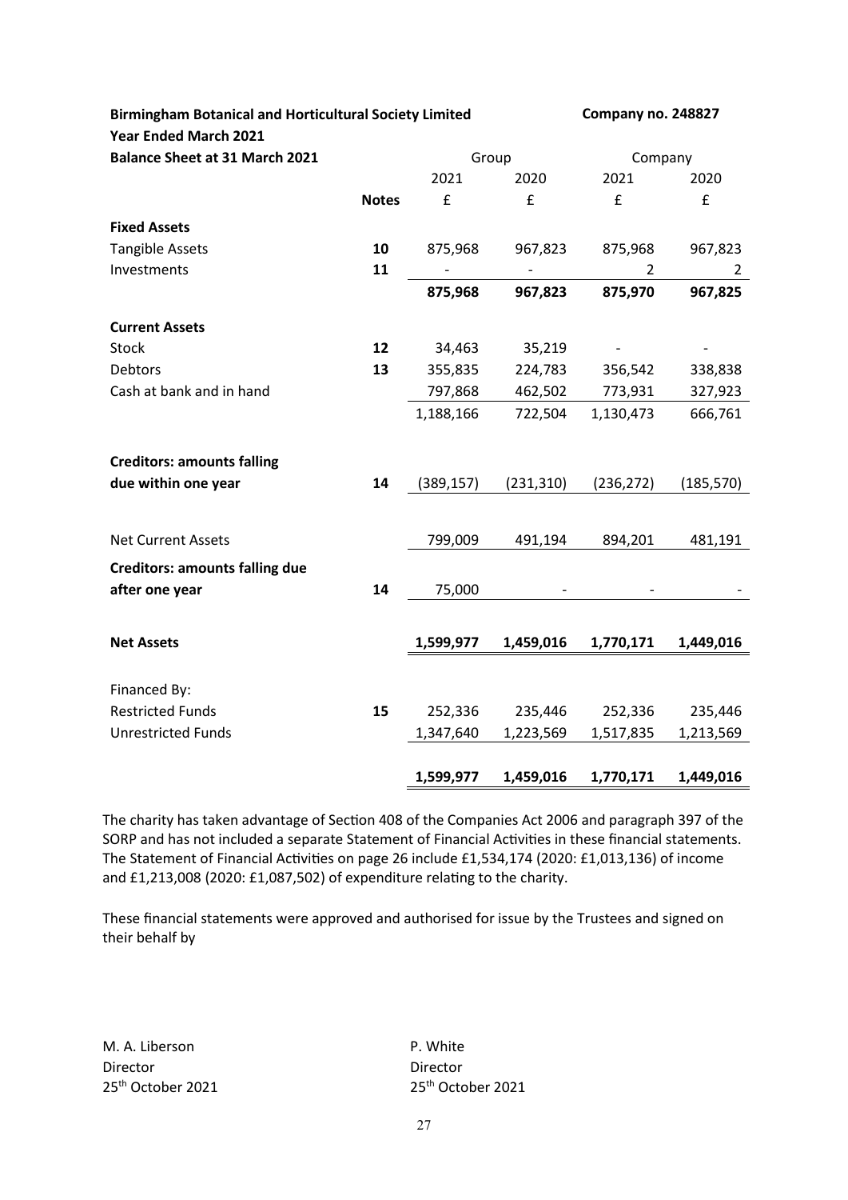**Birmingham Botanical and Horticultural Society Limited** **Company no. 248827**

**Year Ended March 2021**

**Balance Sheet at 31 March 2021**

| | Notes | Group | | Company | |
|---|---|---|---|---|---|
| | | 2021 | 2020 | 2021 | 2020 |
| | | £ | £ | £ | £ |
| **Fixed Assets** | | | | | |
| Tangible Assets | **10** | 875,968 | 967,823 | 875,968 | 967,823 |
| Investments | **11** | - | - | 2 | 2 |
| | | **875,968** | **967,823** | **875,970** | **967,825** |
| **Current Assets** | | | | | |
| Stock | **12** | 34,463 | 35,219 | - | - |
| Debtors | **13** | 355,835 | 224,783 | 356,542 | 338,838 |
| Cash at bank and in hand | | 797,868 | 462,502 | 773,931 | 327,923 |
| | | 1,188,166 | 722,504 | 1,130,473 | 666,761 |
| **Creditors: amounts falling due within one year** | **14** | (389,157) | (231,310) | (236,272) | (185,570) |
| Net Current Assets | | 799,009 | 491,194 | 894,201 | 481,191 |
| **Creditors: amounts falling due after one year** | **14** | 75,000 | - | - | - |
| **Net Assets** | | **1,599,977** | **1,459,016** | **1,770,171** | **1,449,016** |
| Financed By: | | | | | |
| Restricted Funds | **15** | 252,336 | 235,446 | 252,336 | 235,446 |
| Unrestricted Funds | | 1,347,640 | 1,223,569 | 1,517,835 | 1,213,569 |
| | | **1,599,977** | **1,459,016** | **1,770,171** | **1,449,016** |

The charity has taken advantage of Section 408 of the Companies Act 2006 and paragraph 397 of the SORP and has not included a separate Statement of Financial Activities in these financial statements. The Statement of Financial Activities on page 26 include £1,534,174 (2020: £1,013,136) of income and £1,213,008 (2020: £1,087,502) of expenditure relating to the charity.

These financial statements were approved and authorised for issue by the Trustees and signed on their behalf by

M. A. Liberson
Director
25th October 2021

P. White
Director
25th October 2021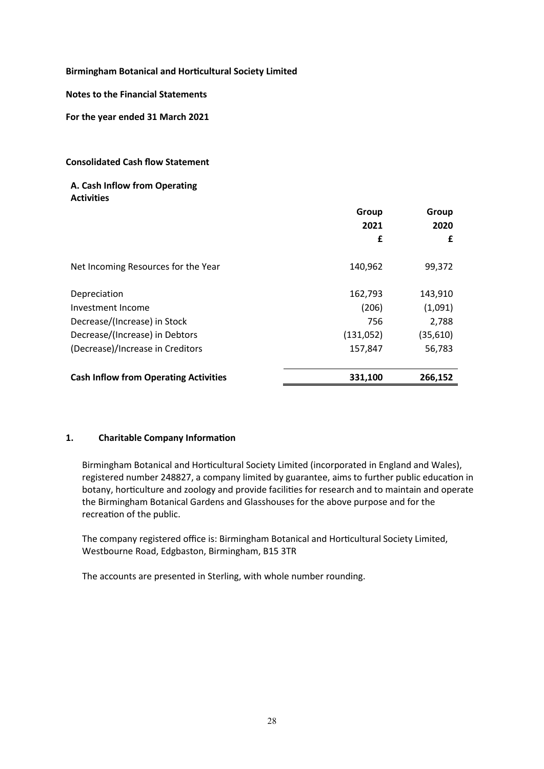**Birmingham Botanical and Horticultural Society Limited**

**Notes to the Financial Statements**

**For the year ended 31 March 2021**

**Consolidated Cash flow Statement**

**A. Cash Inflow from Operating Activities**

| | Group 2021 £ | Group 2020 £ |
|---|---|---|
| Net Incoming Resources for the Year | 140,962 | 99,372 |
| Depreciation | 162,793 | 143,910 |
| Investment Income | (206) | (1,091) |
| Decrease/(Increase) in Stock | 756 | 2,788 |
| Decrease/(Increase) in Debtors | (131,052) | (35,610) |
| (Decrease)/Increase in Creditors | 157,847 | 56,783 |
| **Cash Inflow from Operating Activities** | **331,100** | **266,152** |

## 1. Charitable Company Information

Birmingham Botanical and Horticultural Society Limited (incorporated in England and Wales), registered number 248827, a company limited by guarantee, aims to further public education in botany, horticulture and zoology and provide facilities for research and to maintain and operate the Birmingham Botanical Gardens and Glasshouses for the above purpose and for the recreation of the public.

The company registered office is: Birmingham Botanical and Horticultural Society Limited, Westbourne Road, Edgbaston, Birmingham, B15 3TR

The accounts are presented in Sterling, with whole number rounding.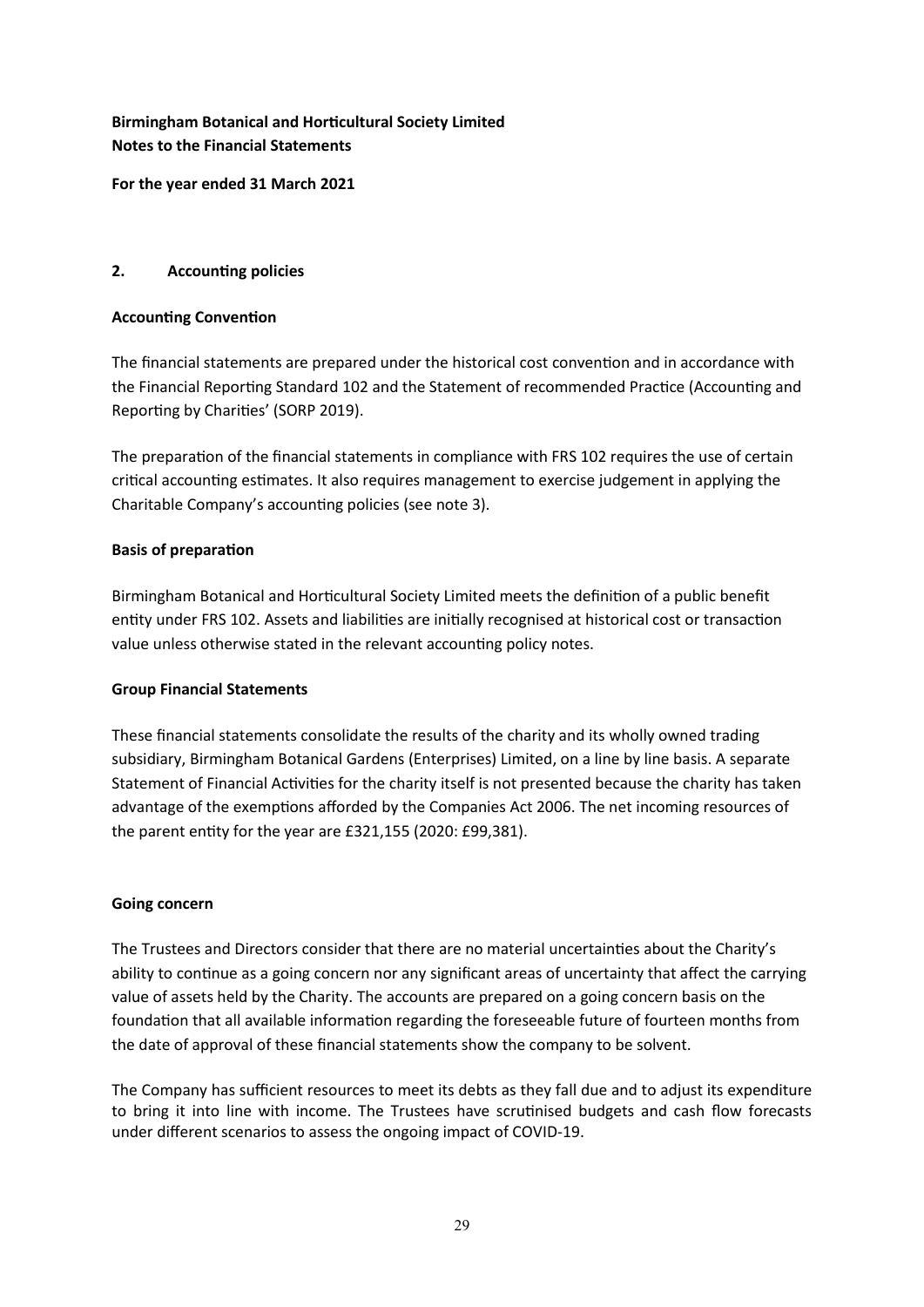**Birmingham Botanical and Horticultural Society Limited**
**Notes to the Financial Statements**

**For the year ended 31 March 2021**

## 2. Accounting policies

### Accounting Convention

The financial statements are prepared under the historical cost convention and in accordance with the Financial Reporting Standard 102 and the Statement of recommended Practice (Accounting and Reporting by Charities' (SORP 2019).

The preparation of the financial statements in compliance with FRS 102 requires the use of certain critical accounting estimates. It also requires management to exercise judgement in applying the Charitable Company's accounting policies (see note 3).

### Basis of preparation

Birmingham Botanical and Horticultural Society Limited meets the definition of a public benefit entity under FRS 102. Assets and liabilities are initially recognised at historical cost or transaction value unless otherwise stated in the relevant accounting policy notes.

### Group Financial Statements

These financial statements consolidate the results of the charity and its wholly owned trading subsidiary, Birmingham Botanical Gardens (Enterprises) Limited, on a line by line basis. A separate Statement of Financial Activities for the charity itself is not presented because the charity has taken advantage of the exemptions afforded by the Companies Act 2006. The net incoming resources of the parent entity for the year are £321,155 (2020: £99,381).

### Going concern

The Trustees and Directors consider that there are no material uncertainties about the Charity's ability to continue as a going concern nor any significant areas of uncertainty that affect the carrying value of assets held by the Charity. The accounts are prepared on a going concern basis on the foundation that all available information regarding the foreseeable future of fourteen months from the date of approval of these financial statements show the company to be solvent.

The Company has sufficient resources to meet its debts as they fall due and to adjust its expenditure to bring it into line with income. The Trustees have scrutinised budgets and cash flow forecasts under different scenarios to assess the ongoing impact of COVID-19.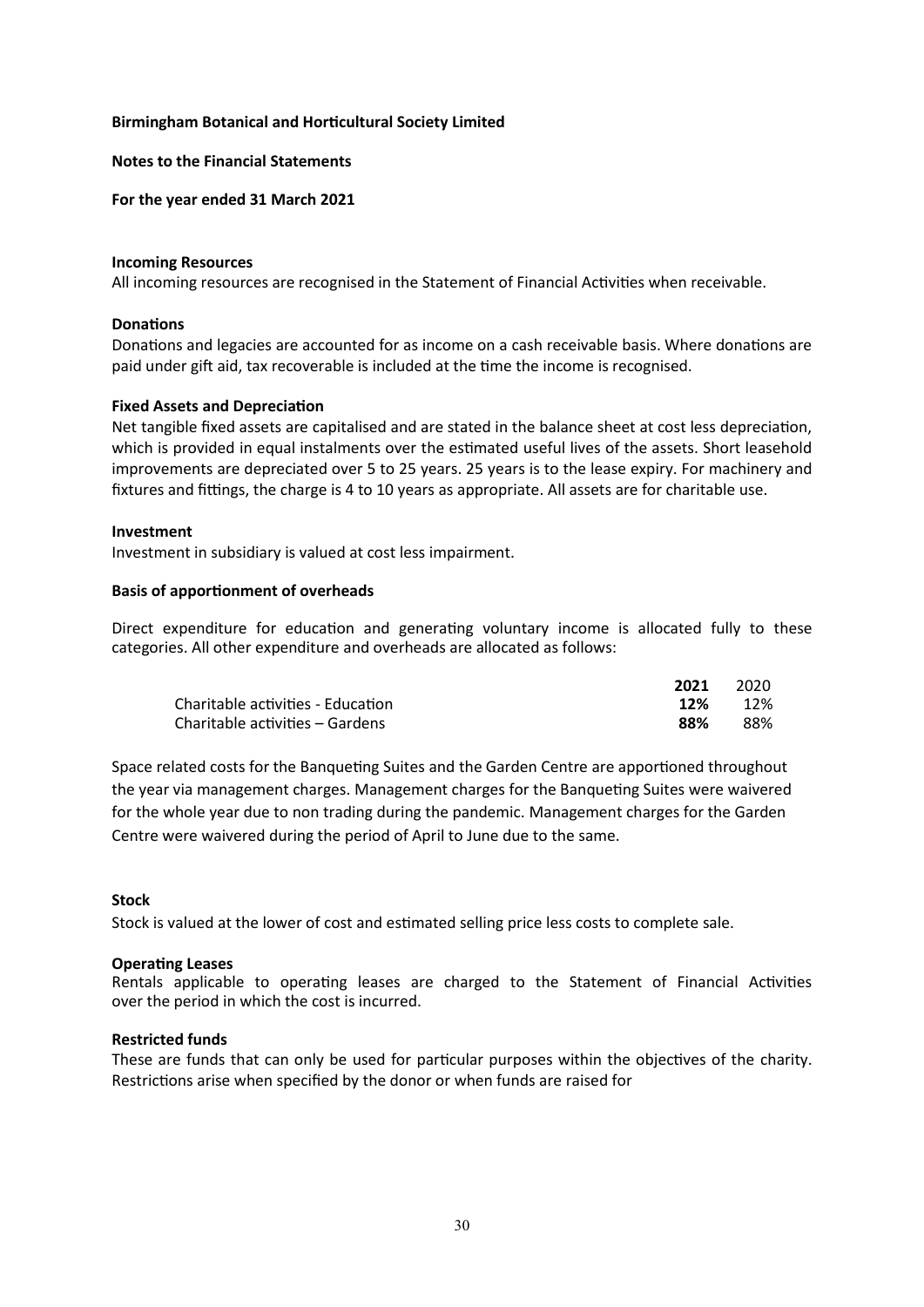**Birmingham Botanical and Horticultural Society Limited**

**Notes to the Financial Statements**

**For the year ended 31 March 2021**

**Incoming Resources**

All incoming resources are recognised in the Statement of Financial Activities when receivable.

**Donations**

Donations and legacies are accounted for as income on a cash receivable basis. Where donations are paid under gift aid, tax recoverable is included at the time the income is recognised.

**Fixed Assets and Depreciation**

Net tangible fixed assets are capitalised and are stated in the balance sheet at cost less depreciation, which is provided in equal instalments over the estimated useful lives of the assets. Short leasehold improvements are depreciated over 5 to 25 years. 25 years is to the lease expiry. For machinery and fixtures and fittings, the charge is 4 to 10 years as appropriate. All assets are for charitable use.

**Investment**

Investment in subsidiary is valued at cost less impairment.

**Basis of apportionment of overheads**

Direct expenditure for education and generating voluntary income is allocated fully to these categories. All other expenditure and overheads are allocated as follows:

| | **2021** | 2020 |
|---|---|---|
| Charitable activities - Education | **12%** | 12% |
| Charitable activities – Gardens | **88%** | 88% |

Space related costs for the Banqueting Suites and the Garden Centre are apportioned throughout the year via management charges. Management charges for the Banqueting Suites were waivered for the whole year due to non trading during the pandemic. Management charges for the Garden Centre were waivered during the period of April to June due to the same.

**Stock**

Stock is valued at the lower of cost and estimated selling price less costs to complete sale.

**Operating Leases**

Rentals applicable to operating leases are charged to the Statement of Financial Activities over the period in which the cost is incurred.

**Restricted funds**

These are funds that can only be used for particular purposes within the objectives of the charity. Restrictions arise when specified by the donor or when funds are raised for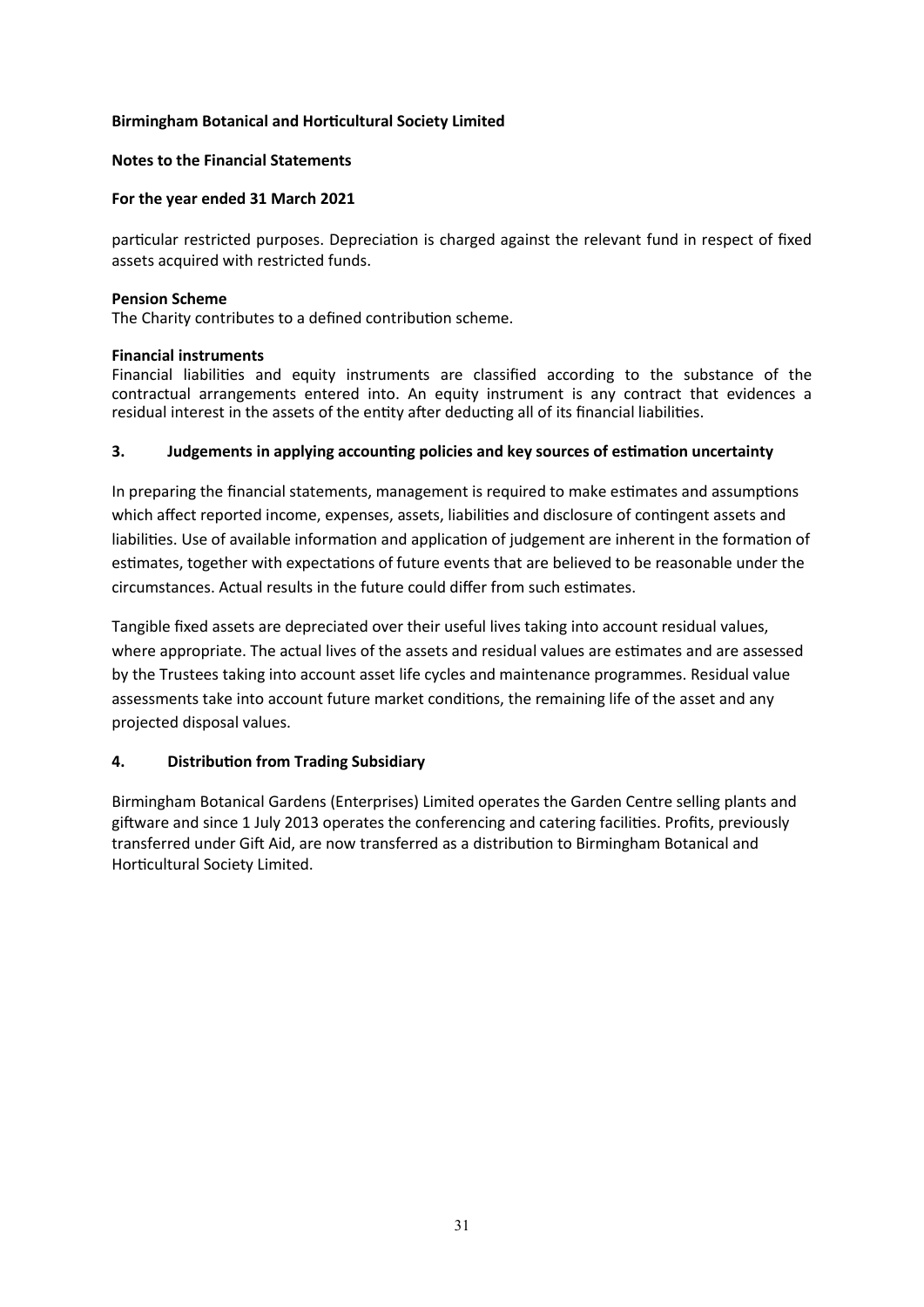**Birmingham Botanical and Horticultural Society Limited**

**Notes to the Financial Statements**

**For the year ended 31 March 2021**

particular restricted purposes. Depreciation is charged against the relevant fund in respect of fixed assets acquired with restricted funds.

**Pension Scheme**
The Charity contributes to a defined contribution scheme.

**Financial instruments**
Financial liabilities and equity instruments are classified according to the substance of the contractual arrangements entered into. An equity instrument is any contract that evidences a residual interest in the assets of the entity after deducting all of its financial liabilities.

## 3. Judgements in applying accounting policies and key sources of estimation uncertainty

In preparing the financial statements, management is required to make estimates and assumptions which affect reported income, expenses, assets, liabilities and disclosure of contingent assets and liabilities. Use of available information and application of judgement are inherent in the formation of estimates, together with expectations of future events that are believed to be reasonable under the circumstances. Actual results in the future could differ from such estimates.

Tangible fixed assets are depreciated over their useful lives taking into account residual values, where appropriate. The actual lives of the assets and residual values are estimates and are assessed by the Trustees taking into account asset life cycles and maintenance programmes. Residual value assessments take into account future market conditions, the remaining life of the asset and any projected disposal values.

## 4. Distribution from Trading Subsidiary

Birmingham Botanical Gardens (Enterprises) Limited operates the Garden Centre selling plants and giftware and since 1 July 2013 operates the conferencing and catering facilities. Profits, previously transferred under Gift Aid, are now transferred as a distribution to Birmingham Botanical and Horticultural Society Limited.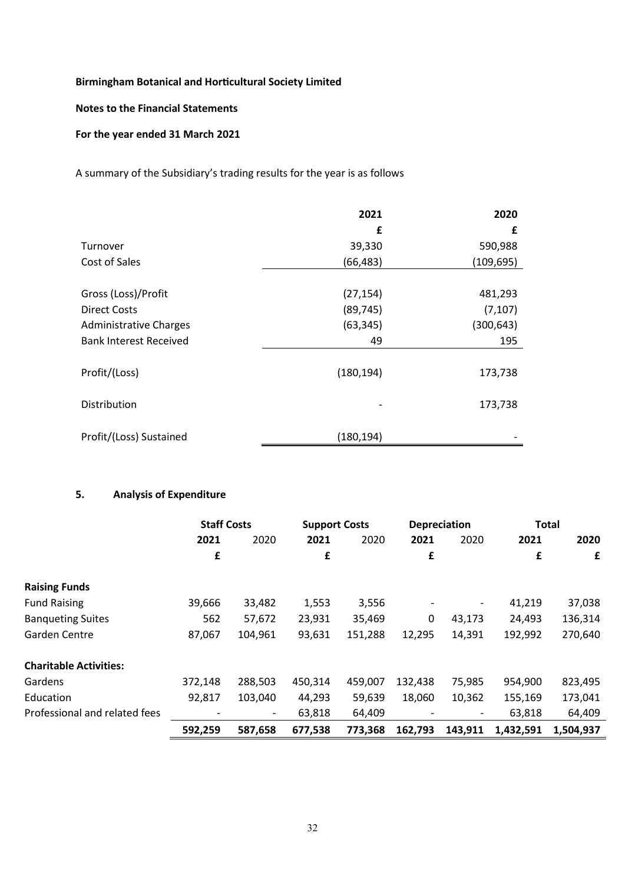**Birmingham Botanical and Horticultural Society Limited**

**Notes to the Financial Statements**

**For the year ended 31 March 2021**

A summary of the Subsidiary's trading results for the year is as follows

| | 2021 | 2020 |
|---|---|---|
| | £ | £ |
| Turnover | 39,330 | 590,988 |
| Cost of Sales | (66,483) | (109,695) |
| Gross (Loss)/Profit | (27,154) | 481,293 |
| Direct Costs | (89,745) | (7,107) |
| Administrative Charges | (63,345) | (300,643) |
| Bank Interest Received | 49 | 195 |
| Profit/(Loss) | (180,194) | 173,738 |
| Distribution | - | 173,738 |
| Profit/(Loss) Sustained | (180,194) | - |

## 5. Analysis of Expenditure

| | Staff Costs | | Support Costs | | Depreciation | | Total | |
|---|---|---|---|---|---|---|---|---|
| | 2021 | 2020 | 2021 | 2020 | 2021 | 2020 | 2021 | 2020 |
| | £ | | £ | | £ | | £ | £ |
| **Raising Funds** | | | | | | | | |
| Fund Raising | 39,666 | 33,482 | 1,553 | 3,556 | - | - | 41,219 | 37,038 |
| Banqueting Suites | 562 | 57,672 | 23,931 | 35,469 | 0 | 43,173 | 24,493 | 136,314 |
| Garden Centre | 87,067 | 104,961 | 93,631 | 151,288 | 12,295 | 14,391 | 192,992 | 270,640 |
| **Charitable Activities:** | | | | | | | | |
| Gardens | 372,148 | 288,503 | 450,314 | 459,007 | 132,438 | 75,985 | 954,900 | 823,495 |
| Education | 92,817 | 103,040 | 44,293 | 59,639 | 18,060 | 10,362 | 155,169 | 173,041 |
| Professional and related fees | - | - | 63,818 | 64,409 | - | - | 63,818 | 64,409 |
| | **592,259** | **587,658** | **677,538** | **773,368** | **162,793** | **143,911** | **1,432,591** | **1,504,937** |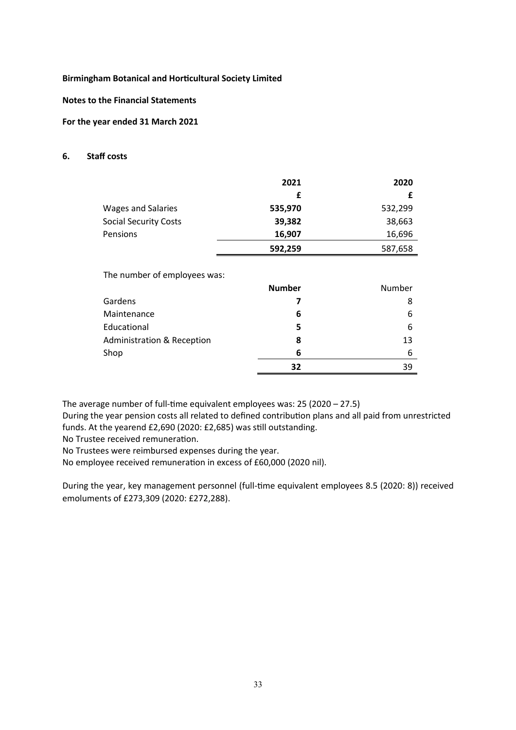**Birmingham Botanical and Horticultural Society Limited**

**Notes to the Financial Statements**

**For the year ended 31 March 2021**

## 6. Staff costs

| | 2021 | 2020 |
|---|---|---|
| | **£** | **£** |
| Wages and Salaries | **535,970** | 532,299 |
| Social Security Costs | **39,382** | 38,663 |
| Pensions | **16,907** | 16,696 |
| | **592,259** | 587,658 |

The number of employees was:

| | **Number** | Number |
|---|---|---|
| Gardens | **7** | 8 |
| Maintenance | **6** | 6 |
| Educational | **5** | 6 |
| Administration & Reception | **8** | 13 |
| Shop | **6** | 6 |
| | **32** | 39 |

The average number of full-time equivalent employees was: 25 (2020 – 27.5)
During the year pension costs all related to defined contribution plans and all paid from unrestricted funds. At the yearend £2,690 (2020: £2,685) was still outstanding.
No Trustee received remuneration.
No Trustees were reimbursed expenses during the year.
No employee received remuneration in excess of £60,000 (2020 nil).

During the year, key management personnel (full-time equivalent employees 8.5 (2020: 8)) received emoluments of £273,309 (2020: £272,288).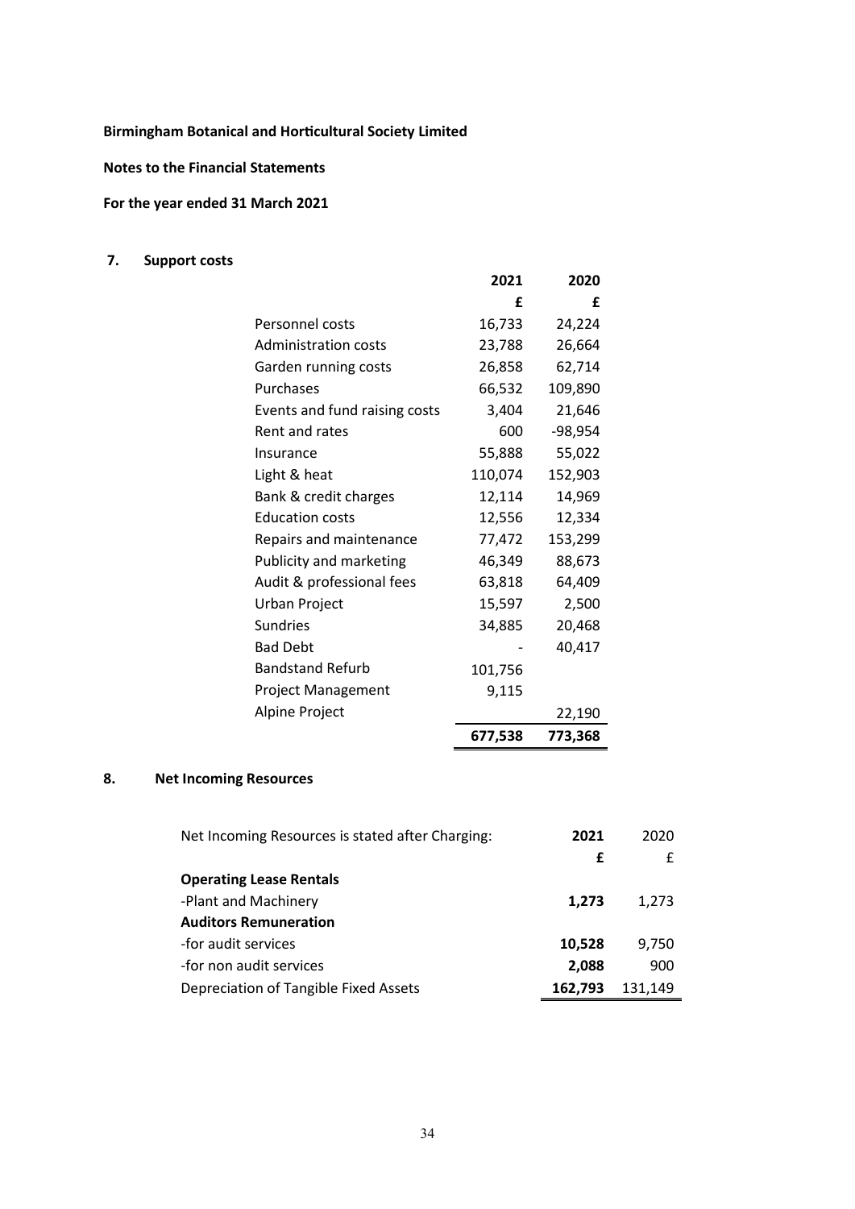**Birmingham Botanical and Horticultural Society Limited**

**Notes to the Financial Statements**

**For the year ended 31 March 2021**

## 7. Support costs

| | 2021 | 2020 |
|---|---|---|
| | £ | £ |
| Personnel costs | 16,733 | 24,224 |
| Administration costs | 23,788 | 26,664 |
| Garden running costs | 26,858 | 62,714 |
| Purchases | 66,532 | 109,890 |
| Events and fund raising costs | 3,404 | 21,646 |
| Rent and rates | 600 | -98,954 |
| Insurance | 55,888 | 55,022 |
| Light & heat | 110,074 | 152,903 |
| Bank & credit charges | 12,114 | 14,969 |
| Education costs | 12,556 | 12,334 |
| Repairs and maintenance | 77,472 | 153,299 |
| Publicity and marketing | 46,349 | 88,673 |
| Audit & professional fees | 63,818 | 64,409 |
| Urban Project | 15,597 | 2,500 |
| Sundries | 34,885 | 20,468 |
| Bad Debt | - | 40,417 |
| Bandstand Refurb | 101,756 | |
| Project Management | 9,115 | |
| Alpine Project | | 22,190 |
| | **677,538** | **773,368** |

## 8. Net Incoming Resources

| Net Incoming Resources is stated after Charging: | 2021 | 2020 |
|---|---|---|
| | **£** | £ |
| **Operating Lease Rentals** | | |
| -Plant and Machinery | **1,273** | 1,273 |
| **Auditors Remuneration** | | |
| -for audit services | **10,528** | 9,750 |
| -for non audit services | **2,088** | 900 |
| Depreciation of Tangible Fixed Assets | **162,793** | 131,149 |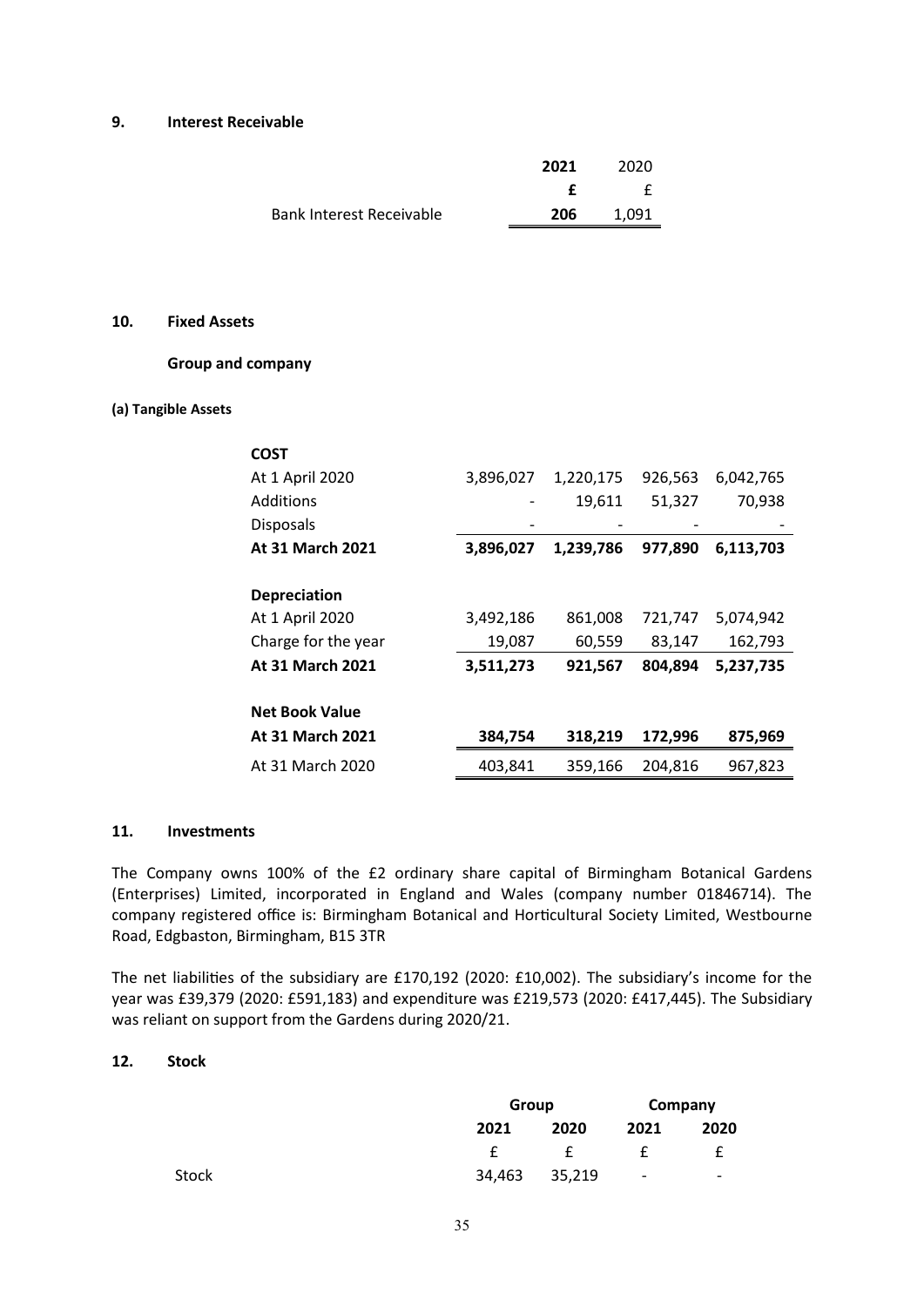## 9. Interest Receivable

| | 2021 | 2020 |
|---|---|---|
| | **£** | £ |
| Bank Interest Receivable | **206** | 1,091 |

## 10. Fixed Assets

### Group and company

#### (a) Tangible Assets

| | | | | |
|---|---|---|---|---|
| **COST** | | | | |
| At 1 April 2020 | 3,896,027 | 1,220,175 | 926,563 | 6,042,765 |
| Additions | - | 19,611 | 51,327 | 70,938 |
| Disposals | - | - | - | - |
| **At 31 March 2021** | **3,896,027** | **1,239,786** | **977,890** | **6,113,703** |
| | | | | |
| **Depreciation** | | | | |
| At 1 April 2020 | 3,492,186 | 861,008 | 721,747 | 5,074,942 |
| Charge for the year | 19,087 | 60,559 | 83,147 | 162,793 |
| **At 31 March 2021** | **3,511,273** | **921,567** | **804,894** | **5,237,735** |
| | | | | |
| **Net Book Value** | | | | |
| **At 31 March 2021** | **384,754** | **318,219** | **172,996** | **875,969** |
| At 31 March 2020 | 403,841 | 359,166 | 204,816 | 967,823 |

## 11. Investments

The Company owns 100% of the £2 ordinary share capital of Birmingham Botanical Gardens (Enterprises) Limited, incorporated in England and Wales (company number 01846714). The company registered office is: Birmingham Botanical and Horticultural Society Limited, Westbourne Road, Edgbaston, Birmingham, B15 3TR

The net liabilities of the subsidiary are £170,192 (2020: £10,002). The subsidiary's income for the year was £39,379 (2020: £591,183) and expenditure was £219,573 (2020: £417,445). The Subsidiary was reliant on support from the Gardens during 2020/21.

## 12. Stock

| | Group | | Company | |
|---|---|---|---|---|
| | **2021** | **2020** | **2021** | **2020** |
| | £ | £ | £ | £ |
| Stock | 34,463 | 35,219 | - | - |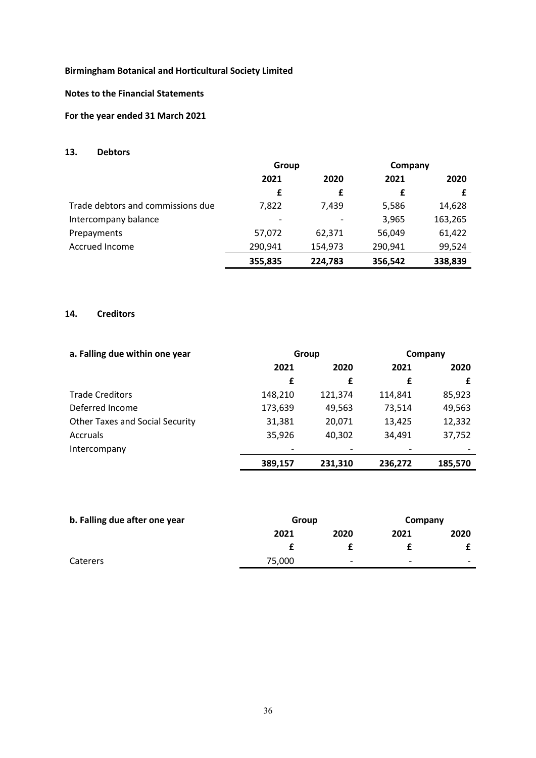**Birmingham Botanical and Horticultural Society Limited**

**Notes to the Financial Statements**

**For the year ended 31 March 2021**

## 13. Debtors

| | Group | | Company | |
|---|---|---|---|---|
| | 2021 | 2020 | 2021 | 2020 |
| | £ | £ | £ | £ |
| Trade debtors and commissions due | 7,822 | 7,439 | 5,586 | 14,628 |
| Intercompany balance | - | - | 3,965 | 163,265 |
| Prepayments | 57,072 | 62,371 | 56,049 | 61,422 |
| Accrued Income | 290,941 | 154,973 | 290,941 | 99,524 |
| | **355,835** | **224,783** | **356,542** | **338,839** |

## 14. Creditors

| **a. Falling due within one year** | Group | | Company | |
|---|---|---|---|---|
| | 2021 | 2020 | 2021 | 2020 |
| | £ | £ | £ | £ |
| Trade Creditors | 148,210 | 121,374 | 114,841 | 85,923 |
| Deferred Income | 173,639 | 49,563 | 73,514 | 49,563 |
| Other Taxes and Social Security | 31,381 | 20,071 | 13,425 | 12,332 |
| Accruals | 35,926 | 40,302 | 34,491 | 37,752 |
| Intercompany | - | - | - | - |
| | **389,157** | **231,310** | **236,272** | **185,570** |

| **b. Falling due after one year** | Group | | Company | |
|---|---|---|---|---|
| | 2021 | 2020 | 2021 | 2020 |
| | £ | £ | £ | £ |
| Caterers | 75,000 | - | - | - |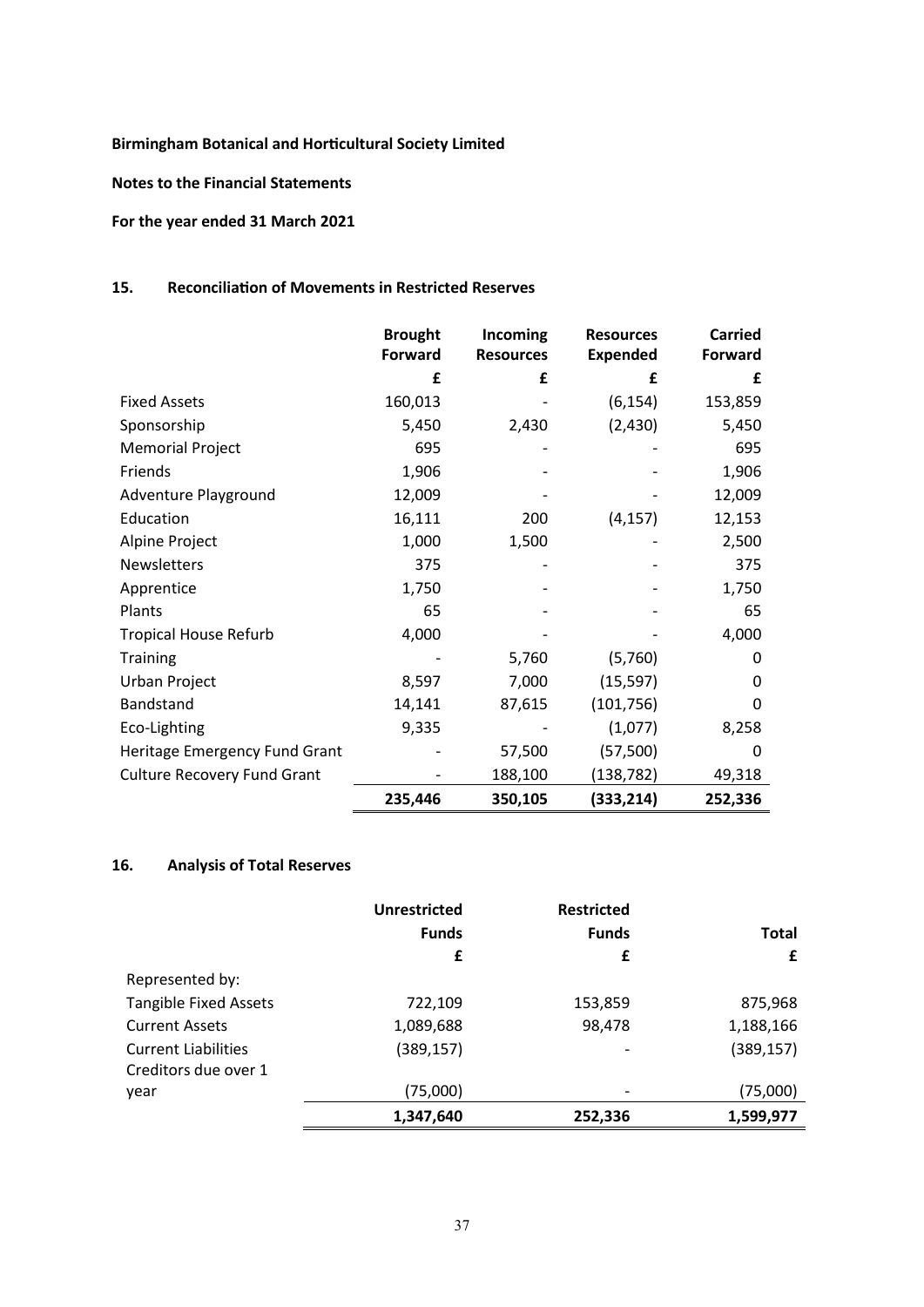**Birmingham Botanical and Horticultural Society Limited**

**Notes to the Financial Statements**

**For the year ended 31 March 2021**

## 15. Reconciliation of Movements in Restricted Reserves

| | Brought Forward | Incoming Resources | Resources Expended | Carried Forward |
|---|---|---|---|---|
| | £ | £ | £ | £ |
| Fixed Assets | 160,013 | - | (6,154) | 153,859 |
| Sponsorship | 5,450 | 2,430 | (2,430) | 5,450 |
| Memorial Project | 695 | - | - | 695 |
| Friends | 1,906 | - | - | 1,906 |
| Adventure Playground | 12,009 | - | - | 12,009 |
| Education | 16,111 | 200 | (4,157) | 12,153 |
| Alpine Project | 1,000 | 1,500 | - | 2,500 |
| Newsletters | 375 | - | - | 375 |
| Apprentice | 1,750 | - | - | 1,750 |
| Plants | 65 | - | - | 65 |
| Tropical House Refurb | 4,000 | - | - | 4,000 |
| Training | - | 5,760 | (5,760) | 0 |
| Urban Project | 8,597 | 7,000 | (15,597) | 0 |
| Bandstand | 14,141 | 87,615 | (101,756) | 0 |
| Eco-Lighting | 9,335 | - | (1,077) | 8,258 |
| Heritage Emergency Fund Grant | - | 57,500 | (57,500) | 0 |
| Culture Recovery Fund Grant | - | 188,100 | (138,782) | 49,318 |
| | **235,446** | **350,105** | **(333,214)** | **252,336** |

## 16. Analysis of Total Reserves

| | Unrestricted Funds | Restricted Funds | Total |
|---|---|---|---|
| | £ | £ | £ |
| Represented by: | | | |
| Tangible Fixed Assets | 722,109 | 153,859 | 875,968 |
| Current Assets | 1,089,688 | 98,478 | 1,188,166 |
| Current Liabilities | (389,157) | - | (389,157) |
| Creditors due over 1 year | (75,000) | - | (75,000) |
| | **1,347,640** | **252,336** | **1,599,977** |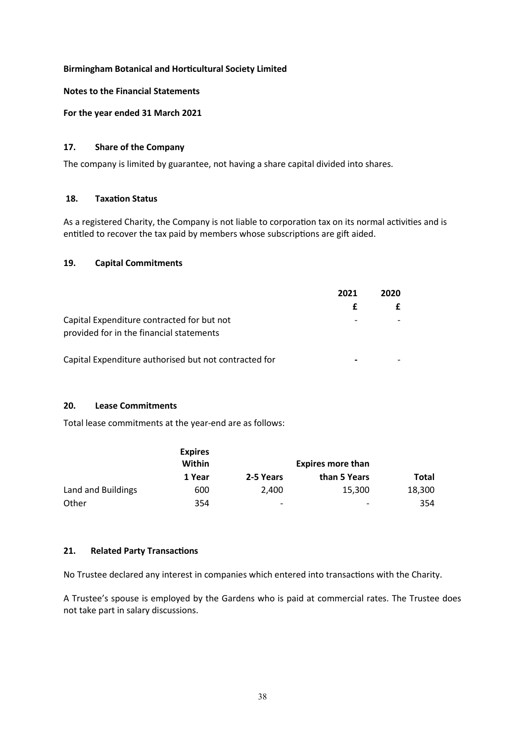**Birmingham Botanical and Horticultural Society Limited**

**Notes to the Financial Statements**

**For the year ended 31 March 2021**

### 17. Share of the Company

The company is limited by guarantee, not having a share capital divided into shares.

### 18. Taxation Status

As a registered Charity, the Company is not liable to corporation tax on its normal activities and is entitled to recover the tax paid by members whose subscriptions are gift aided.

### 19. Capital Commitments

| | 2021 | 2020 |
|---|---|---|
| | £ | £ |
| Capital Expenditure contracted for but not provided for in the financial statements | - | - |
| Capital Expenditure authorised but not contracted for | - | - |

### 20. Lease Commitments

Total lease commitments at the year-end are as follows:

| | Expires Within 1 Year | 2-5 Years | Expires more than 5 Years | Total |
|---|---|---|---|---|
| Land and Buildings | 600 | 2,400 | 15,300 | 18,300 |
| Other | 354 | - | - | 354 |

### 21. Related Party Transactions

No Trustee declared any interest in companies which entered into transactions with the Charity.

A Trustee's spouse is employed by the Gardens who is paid at commercial rates. The Trustee does not take part in salary discussions.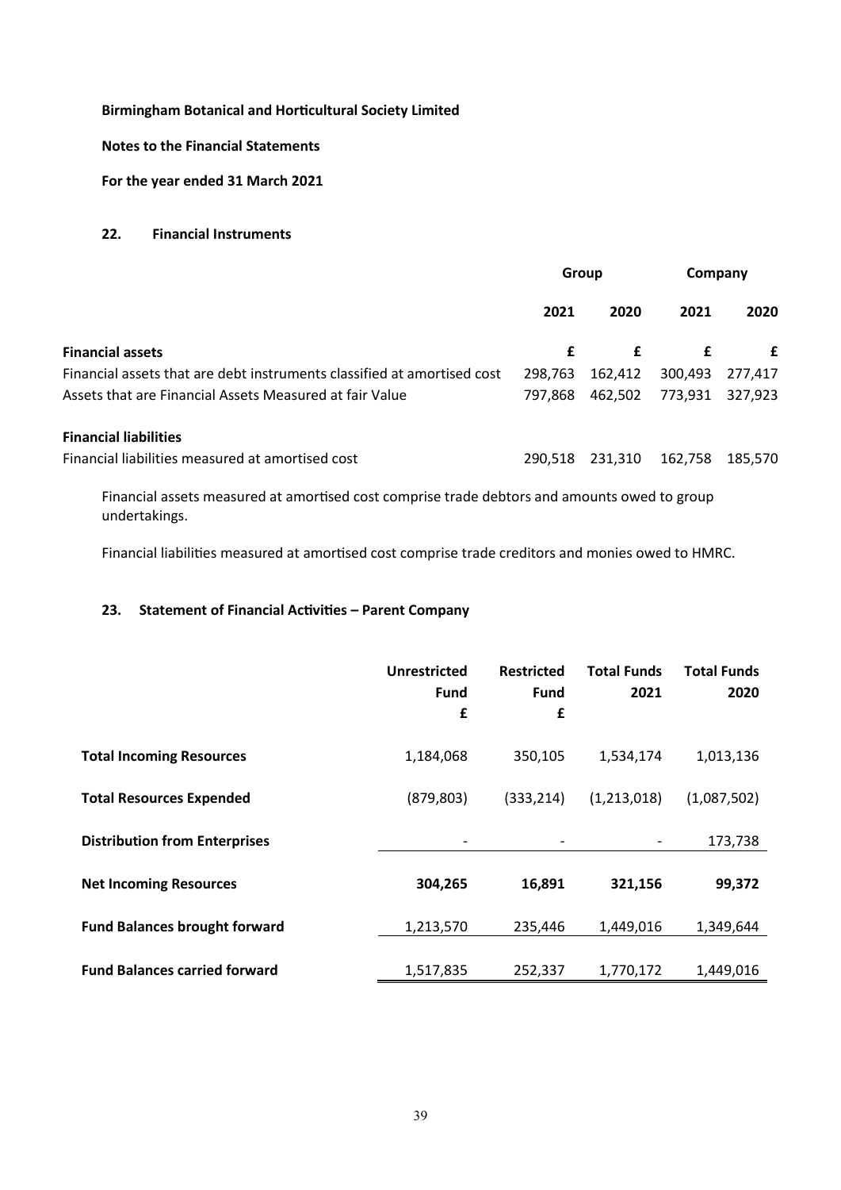**Birmingham Botanical and Horticultural Society Limited**

**Notes to the Financial Statements**

**For the year ended 31 March 2021**

## 22. Financial Instruments

| | Group | | Company | |
|---|---|---|---|---|
| | **2021** | **2020** | **2021** | **2020** |
| **Financial assets** | **£** | **£** | **£** | **£** |
| Financial assets that are debt instruments classified at amortised cost | 298,763 | 162,412 | 300,493 | 277,417 |
| Assets that are Financial Assets Measured at fair Value | 797,868 | 462,502 | 773,931 | 327,923 |
| **Financial liabilities** | | | | |
| Financial liabilities measured at amortised cost | 290,518 | 231,310 | 162,758 | 185,570 |

Financial assets measured at amortised cost comprise trade debtors and amounts owed to group undertakings.

Financial liabilities measured at amortised cost comprise trade creditors and monies owed to HMRC.

## 23. Statement of Financial Activities – Parent Company

| | Unrestricted Fund £ | Restricted Fund £ | Total Funds 2021 | Total Funds 2020 |
|---|---|---|---|---|
| **Total Incoming Resources** | 1,184,068 | 350,105 | 1,534,174 | 1,013,136 |
| **Total Resources Expended** | (879,803) | (333,214) | (1,213,018) | (1,087,502) |
| **Distribution from Enterprises** | - | - | - | 173,738 |
| **Net Incoming Resources** | **304,265** | **16,891** | **321,156** | **99,372** |
| **Fund Balances brought forward** | 1,213,570 | 235,446 | 1,449,016 | 1,349,644 |
| **Fund Balances carried forward** | 1,517,835 | 252,337 | 1,770,172 | 1,449,016 |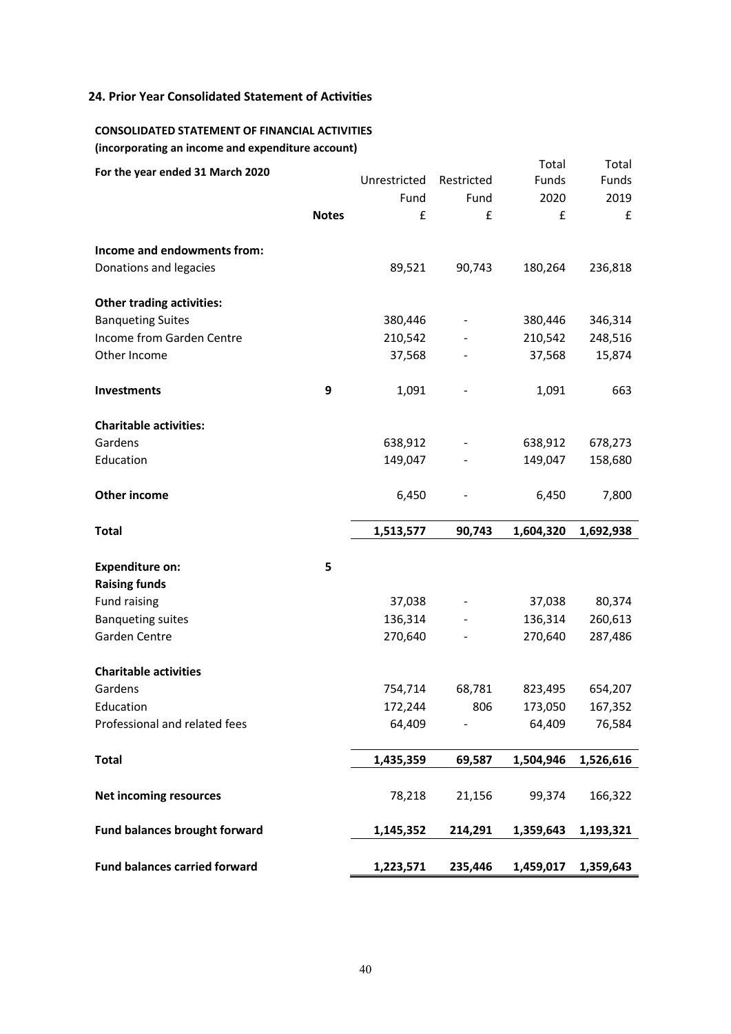## 24. Prior Year Consolidated Statement of Activities

**CONSOLIDATED STATEMENT OF FINANCIAL ACTIVITIES**

**(incorporating an income and expenditure account)**

| For the year ended 31 March 2020 | Notes | Unrestricted Fund £ | Restricted Fund £ | Total Funds 2020 £ | Total Funds 2019 £ |
|---|---|---|---|---|---|
| **Income and endowments from:** | | | | | |
| Donations and legacies | | 89,521 | 90,743 | 180,264 | 236,818 |
| **Other trading activities:** | | | | | |
| Banqueting Suites | | 380,446 | - | 380,446 | 346,314 |
| Income from Garden Centre | | 210,542 | - | 210,542 | 248,516 |
| Other Income | | 37,568 | - | 37,568 | 15,874 |
| **Investments** | 9 | 1,091 | - | 1,091 | 663 |
| **Charitable activities:** | | | | | |
| Gardens | | 638,912 | - | 638,912 | 678,273 |
| Education | | 149,047 | - | 149,047 | 158,680 |
| **Other income** | | 6,450 | - | 6,450 | 7,800 |
| **Total** | | 1,513,577 | 90,743 | 1,604,320 | 1,692,938 |
| **Expenditure on:** | 5 | | | | |
| **Raising funds** | | | | | |
| Fund raising | | 37,038 | - | 37,038 | 80,374 |
| Banqueting suites | | 136,314 | - | 136,314 | 260,613 |
| Garden Centre | | 270,640 | - | 270,640 | 287,486 |
| **Charitable activities** | | | | | |
| Gardens | | 754,714 | 68,781 | 823,495 | 654,207 |
| Education | | 172,244 | 806 | 173,050 | 167,352 |
| Professional and related fees | | 64,409 | - | 64,409 | 76,584 |
| **Total** | | 1,435,359 | 69,587 | 1,504,946 | 1,526,616 |
| **Net incoming resources** | | 78,218 | 21,156 | 99,374 | 166,322 |
| **Fund balances brought forward** | | 1,145,352 | 214,291 | 1,359,643 | 1,193,321 |
| **Fund balances carried forward** | | 1,223,571 | 235,446 | 1,459,017 | 1,359,643 |